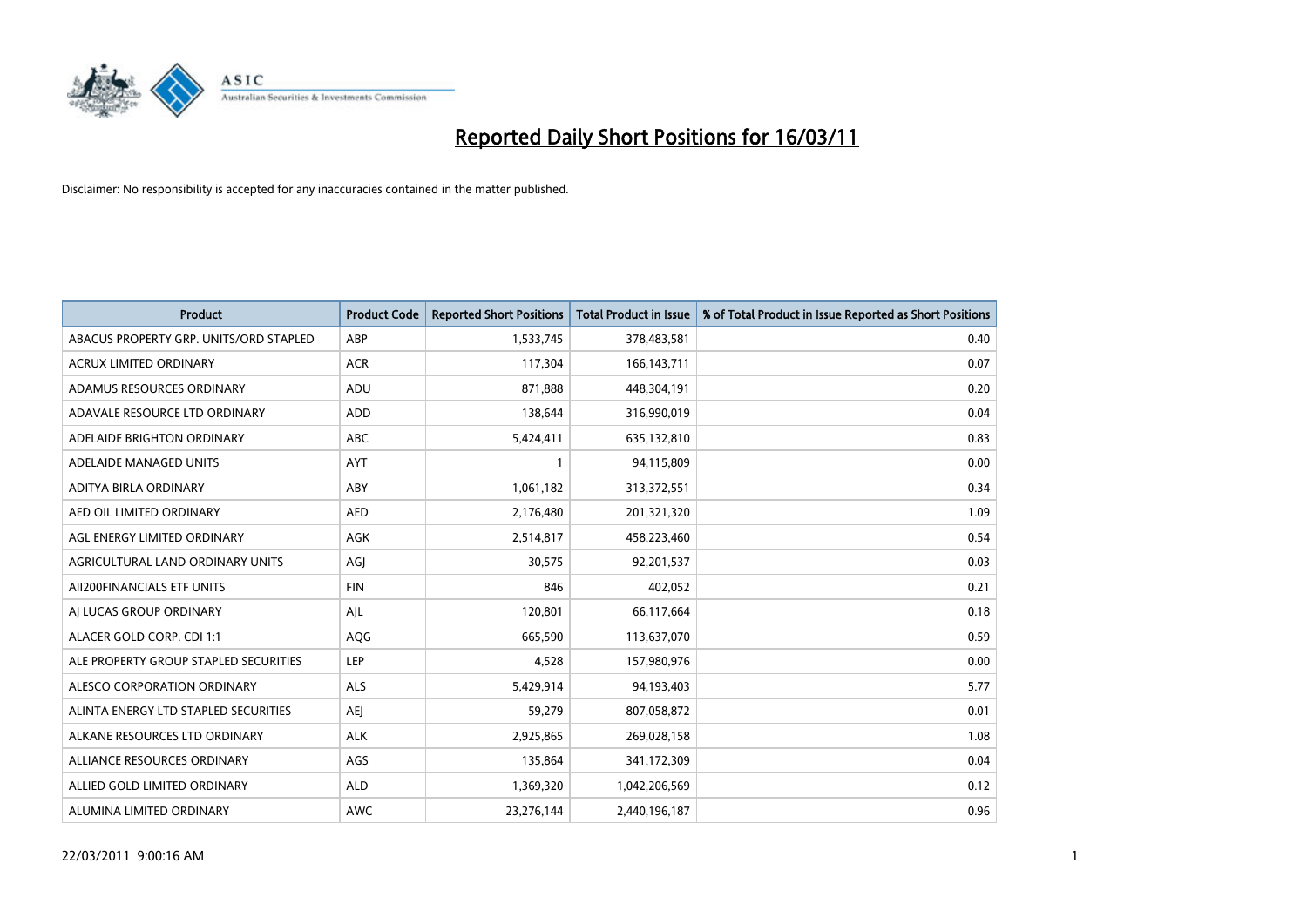# Reported Daily Short Positions for 16/03/11

Disclaimer: No responsibility is accepted for any inaccuracies contained in the matter published.

| Product | Product Code | Reported Short Positions | Total Product in Issue | % of Total Product in Issue Reported as Short Positions |
|---|---|---|---|---|
| ABACUS PROPERTY GRP. UNITS/ORD STAPLED | ABP | 1,533,745 | 378,483,581 | 0.40 |
| ACRUX LIMITED ORDINARY | ACR | 117,304 | 166,143,711 | 0.07 |
| ADAMUS RESOURCES ORDINARY | ADU | 871,888 | 448,304,191 | 0.20 |
| ADAVALE RESOURCE LTD ORDINARY | ADD | 138,644 | 316,990,019 | 0.04 |
| ADELAIDE BRIGHTON ORDINARY | ABC | 5,424,411 | 635,132,810 | 0.83 |
| ADELAIDE MANAGED UNITS | AYT | 1 | 94,115,809 | 0.00 |
| ADITYA BIRLA ORDINARY | ABY | 1,061,182 | 313,372,551 | 0.34 |
| AED OIL LIMITED ORDINARY | AED | 2,176,480 | 201,321,320 | 1.09 |
| AGL ENERGY LIMITED ORDINARY | AGK | 2,514,817 | 458,223,460 | 0.54 |
| AGRICULTURAL LAND ORDINARY UNITS | AGJ | 30,575 | 92,201,537 | 0.03 |
| AII200FINANCIALS ETF UNITS | FIN | 846 | 402,052 | 0.21 |
| AJ LUCAS GROUP ORDINARY | AJL | 120,801 | 66,117,664 | 0.18 |
| ALACER GOLD CORP. CDI 1:1 | AQG | 665,590 | 113,637,070 | 0.59 |
| ALE PROPERTY GROUP STAPLED SECURITIES | LEP | 4,528 | 157,980,976 | 0.00 |
| ALESCO CORPORATION ORDINARY | ALS | 5,429,914 | 94,193,403 | 5.77 |
| ALINTA ENERGY LTD STAPLED SECURITIES | AEJ | 59,279 | 807,058,872 | 0.01 |
| ALKANE RESOURCES LTD ORDINARY | ALK | 2,925,865 | 269,028,158 | 1.08 |
| ALLIANCE RESOURCES ORDINARY | AGS | 135,864 | 341,172,309 | 0.04 |
| ALLIED GOLD LIMITED ORDINARY | ALD | 1,369,320 | 1,042,206,569 | 0.12 |
| ALUMINA LIMITED ORDINARY | AWC | 23,276,144 | 2,440,196,187 | 0.96 |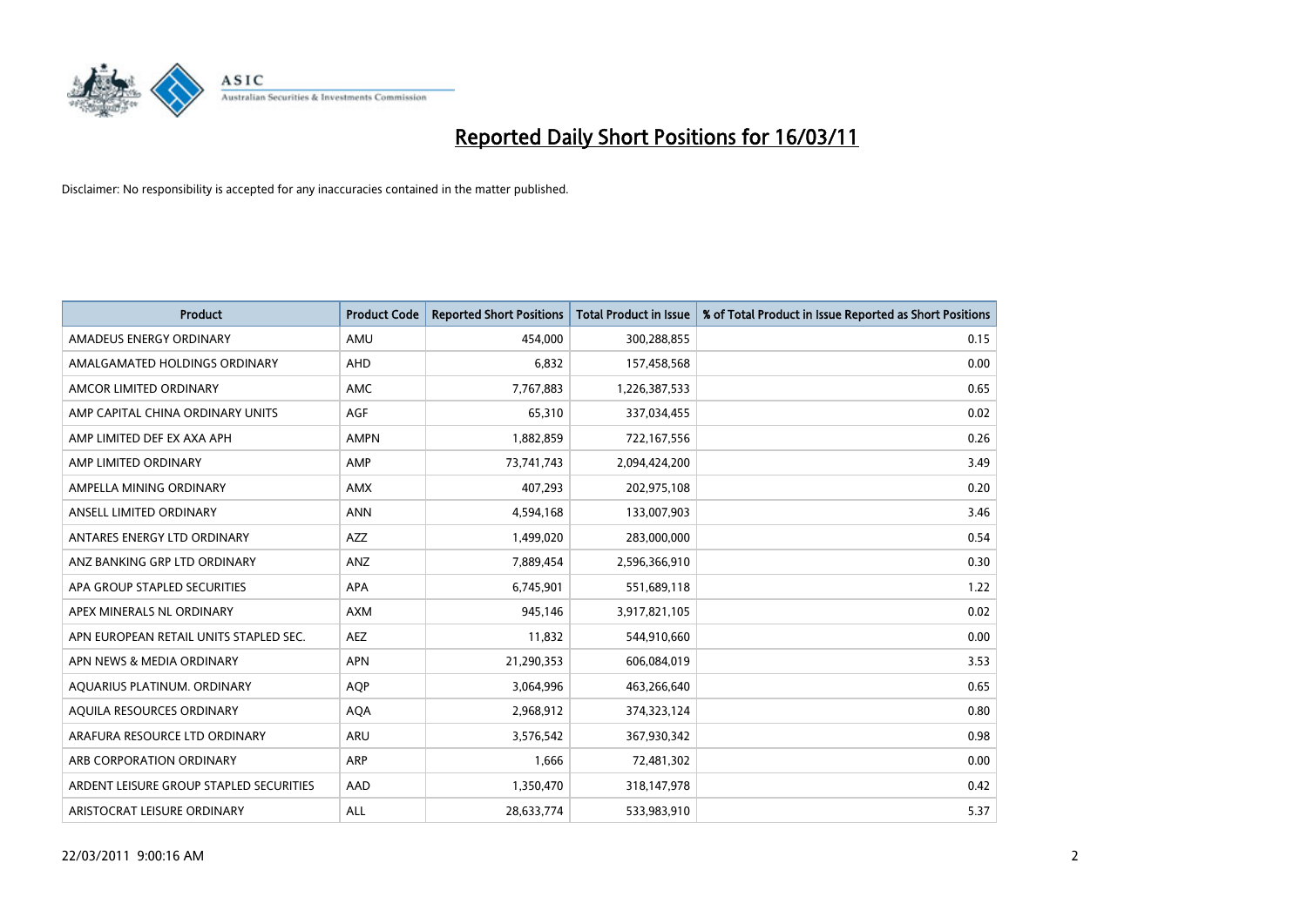# Reported Daily Short Positions for 16/03/11

Disclaimer: No responsibility is accepted for any inaccuracies contained in the matter published.

| Product | Product Code | Reported Short Positions | Total Product in Issue | % of Total Product in Issue Reported as Short Positions |
|---|---|---|---|---|
| AMADEUS ENERGY ORDINARY | AMU | 454,000 | 300,288,855 | 0.15 |
| AMALGAMATED HOLDINGS ORDINARY | AHD | 6,832 | 157,458,568 | 0.00 |
| AMCOR LIMITED ORDINARY | AMC | 7,767,883 | 1,226,387,533 | 0.65 |
| AMP CAPITAL CHINA ORDINARY UNITS | AGF | 65,310 | 337,034,455 | 0.02 |
| AMP LIMITED DEF EX AXA APH | AMPN | 1,882,859 | 722,167,556 | 0.26 |
| AMP LIMITED ORDINARY | AMP | 73,741,743 | 2,094,424,200 | 3.49 |
| AMPELLA MINING ORDINARY | AMX | 407,293 | 202,975,108 | 0.20 |
| ANSELL LIMITED ORDINARY | ANN | 4,594,168 | 133,007,903 | 3.46 |
| ANTARES ENERGY LTD ORDINARY | AZZ | 1,499,020 | 283,000,000 | 0.54 |
| ANZ BANKING GRP LTD ORDINARY | ANZ | 7,889,454 | 2,596,366,910 | 0.30 |
| APA GROUP STAPLED SECURITIES | APA | 6,745,901 | 551,689,118 | 1.22 |
| APEX MINERALS NL ORDINARY | AXM | 945,146 | 3,917,821,105 | 0.02 |
| APN EUROPEAN RETAIL UNITS STAPLED SEC. | AEZ | 11,832 | 544,910,660 | 0.00 |
| APN NEWS & MEDIA ORDINARY | APN | 21,290,353 | 606,084,019 | 3.53 |
| AQUARIUS PLATINUM. ORDINARY | AQP | 3,064,996 | 463,266,640 | 0.65 |
| AQUILA RESOURCES ORDINARY | AQA | 2,968,912 | 374,323,124 | 0.80 |
| ARAFURA RESOURCE LTD ORDINARY | ARU | 3,576,542 | 367,930,342 | 0.98 |
| ARB CORPORATION ORDINARY | ARP | 1,666 | 72,481,302 | 0.00 |
| ARDENT LEISURE GROUP STAPLED SECURITIES | AAD | 1,350,470 | 318,147,978 | 0.42 |
| ARISTOCRAT LEISURE ORDINARY | ALL | 28,633,774 | 533,983,910 | 5.37 |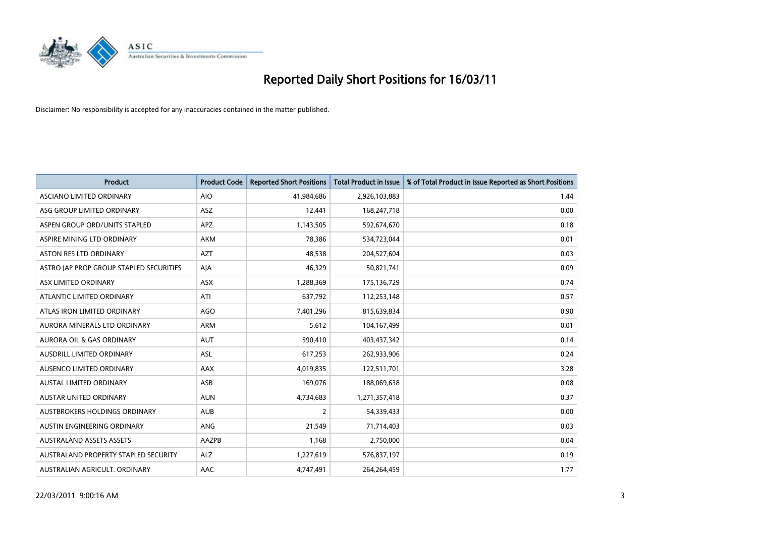# Reported Daily Short Positions for 16/03/11

Disclaimer: No responsibility is accepted for any inaccuracies contained in the matter published.

| Product | Product Code | Reported Short Positions | Total Product in Issue | % of Total Product in Issue Reported as Short Positions |
|---|---|---|---|---|
| ASCIANO LIMITED ORDINARY | AIO | 41,984,686 | 2,926,103,883 | 1.44 |
| ASG GROUP LIMITED ORDINARY | ASZ | 12,441 | 168,247,718 | 0.00 |
| ASPEN GROUP ORD/UNITS STAPLED | APZ | 1,143,505 | 592,674,670 | 0.18 |
| ASPIRE MINING LTD ORDINARY | AKM | 78,386 | 534,723,044 | 0.01 |
| ASTON RES LTD ORDINARY | AZT | 48,538 | 204,527,604 | 0.03 |
| ASTRO JAP PROP GROUP STAPLED SECURITIES | AJA | 46,329 | 50,821,741 | 0.09 |
| ASX LIMITED ORDINARY | ASX | 1,288,369 | 175,136,729 | 0.74 |
| ATLANTIC LIMITED ORDINARY | ATI | 637,792 | 112,253,148 | 0.57 |
| ATLAS IRON LIMITED ORDINARY | AGO | 7,401,296 | 815,639,834 | 0.90 |
| AURORA MINERALS LTD ORDINARY | ARM | 5,612 | 104,167,499 | 0.01 |
| AURORA OIL & GAS ORDINARY | AUT | 590,410 | 403,437,342 | 0.14 |
| AUSDRILL LIMITED ORDINARY | ASL | 617,253 | 262,933,906 | 0.24 |
| AUSENCO LIMITED ORDINARY | AAX | 4,019,835 | 122,511,701 | 3.28 |
| AUSTAL LIMITED ORDINARY | ASB | 169,076 | 188,069,638 | 0.08 |
| AUSTAR UNITED ORDINARY | AUN | 4,734,683 | 1,271,357,418 | 0.37 |
| AUSTBROKERS HOLDINGS ORDINARY | AUB | 2 | 54,339,433 | 0.00 |
| AUSTIN ENGINEERING ORDINARY | ANG | 21,549 | 71,714,403 | 0.03 |
| AUSTRALAND ASSETS ASSETS | AAZPB | 1,168 | 2,750,000 | 0.04 |
| AUSTRALAND PROPERTY STAPLED SECURITY | ALZ | 1,227,619 | 576,837,197 | 0.19 |
| AUSTRALIAN AGRICULT. ORDINARY | AAC | 4,747,491 | 264,264,459 | 1.77 |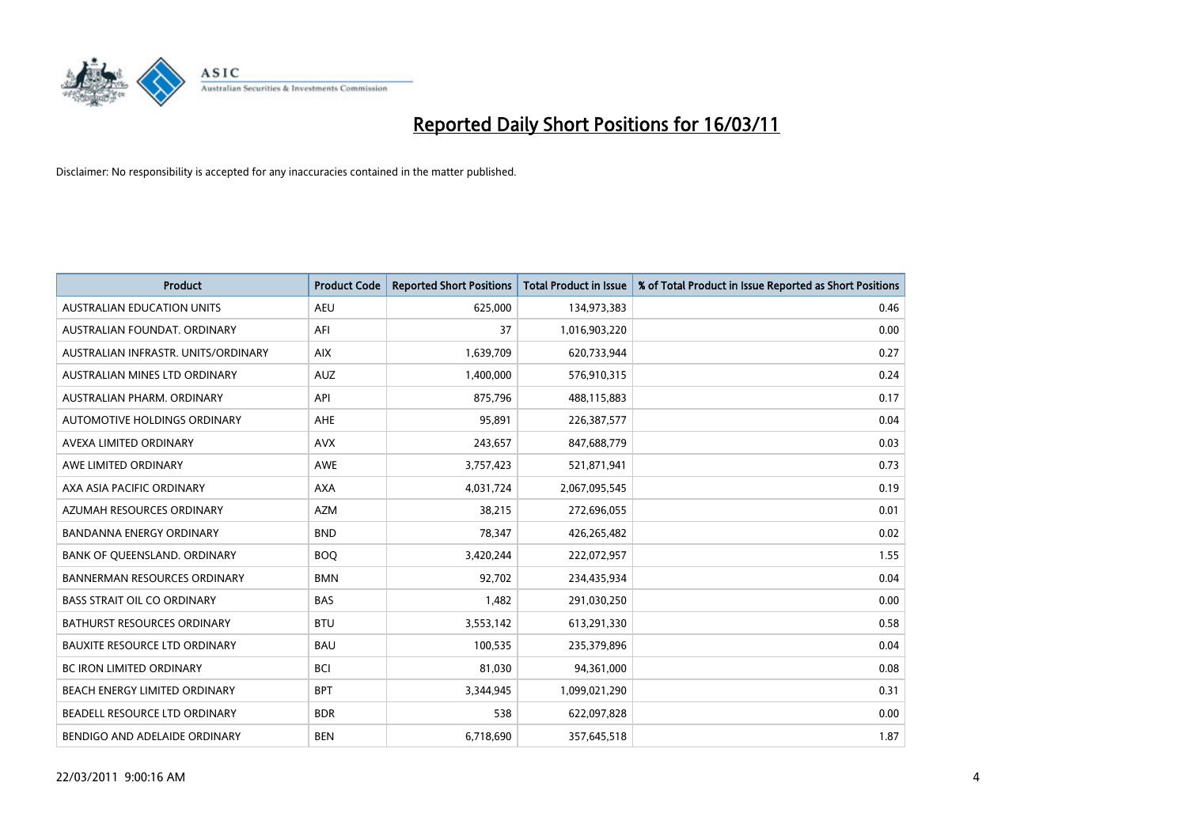# Reported Daily Short Positions for 16/03/11

Disclaimer: No responsibility is accepted for any inaccuracies contained in the matter published.

| Product | Product Code | Reported Short Positions | Total Product in Issue | % of Total Product in Issue Reported as Short Positions |
|---|---|---|---|---|
| AUSTRALIAN EDUCATION UNITS | AEU | 625,000 | 134,973,383 | 0.46 |
| AUSTRALIAN FOUNDAT. ORDINARY | AFI | 37 | 1,016,903,220 | 0.00 |
| AUSTRALIAN INFRASTR. UNITS/ORDINARY | AIX | 1,639,709 | 620,733,944 | 0.27 |
| AUSTRALIAN MINES LTD ORDINARY | AUZ | 1,400,000 | 576,910,315 | 0.24 |
| AUSTRALIAN PHARM. ORDINARY | API | 875,796 | 488,115,883 | 0.17 |
| AUTOMOTIVE HOLDINGS ORDINARY | AHE | 95,891 | 226,387,577 | 0.04 |
| AVEXA LIMITED ORDINARY | AVX | 243,657 | 847,688,779 | 0.03 |
| AWE LIMITED ORDINARY | AWE | 3,757,423 | 521,871,941 | 0.73 |
| AXA ASIA PACIFIC ORDINARY | AXA | 4,031,724 | 2,067,095,545 | 0.19 |
| AZUMAH RESOURCES ORDINARY | AZM | 38,215 | 272,696,055 | 0.01 |
| BANDANNA ENERGY ORDINARY | BND | 78,347 | 426,265,482 | 0.02 |
| BANK OF QUEENSLAND. ORDINARY | BOQ | 3,420,244 | 222,072,957 | 1.55 |
| BANNERMAN RESOURCES ORDINARY | BMN | 92,702 | 234,435,934 | 0.04 |
| BASS STRAIT OIL CO ORDINARY | BAS | 1,482 | 291,030,250 | 0.00 |
| BATHURST RESOURCES ORDINARY | BTU | 3,553,142 | 613,291,330 | 0.58 |
| BAUXITE RESOURCE LTD ORDINARY | BAU | 100,535 | 235,379,896 | 0.04 |
| BC IRON LIMITED ORDINARY | BCI | 81,030 | 94,361,000 | 0.08 |
| BEACH ENERGY LIMITED ORDINARY | BPT | 3,344,945 | 1,099,021,290 | 0.31 |
| BEADELL RESOURCE LTD ORDINARY | BDR | 538 | 622,097,828 | 0.00 |
| BENDIGO AND ADELAIDE ORDINARY | BEN | 6,718,690 | 357,645,518 | 1.87 |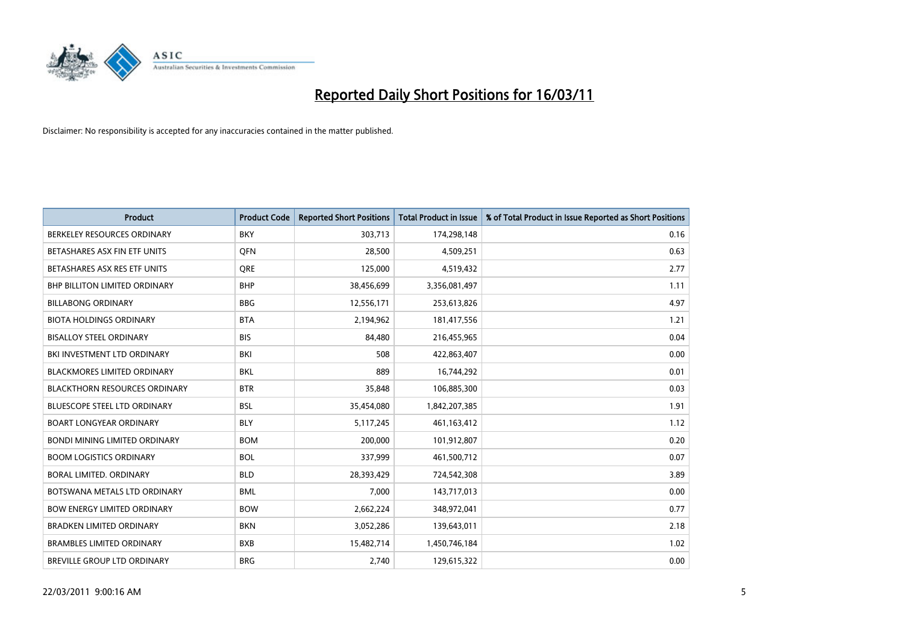# Reported Daily Short Positions for 16/03/11

Disclaimer: No responsibility is accepted for any inaccuracies contained in the matter published.

| Product | Product Code | Reported Short Positions | Total Product in Issue | % of Total Product in Issue Reported as Short Positions |
|---|---|---|---|---|
| BERKELEY RESOURCES ORDINARY | BKY | 303,713 | 174,298,148 | 0.16 |
| BETASHARES ASX FIN ETF UNITS | QFN | 28,500 | 4,509,251 | 0.63 |
| BETASHARES ASX RES ETF UNITS | QRE | 125,000 | 4,519,432 | 2.77 |
| BHP BILLITON LIMITED ORDINARY | BHP | 38,456,699 | 3,356,081,497 | 1.11 |
| BILLABONG ORDINARY | BBG | 12,556,171 | 253,613,826 | 4.97 |
| BIOTA HOLDINGS ORDINARY | BTA | 2,194,962 | 181,417,556 | 1.21 |
| BISALLOY STEEL ORDINARY | BIS | 84,480 | 216,455,965 | 0.04 |
| BKI INVESTMENT LTD ORDINARY | BKI | 508 | 422,863,407 | 0.00 |
| BLACKMORES LIMITED ORDINARY | BKL | 889 | 16,744,292 | 0.01 |
| BLACKTHORN RESOURCES ORDINARY | BTR | 35,848 | 106,885,300 | 0.03 |
| BLUESCOPE STEEL LTD ORDINARY | BSL | 35,454,080 | 1,842,207,385 | 1.91 |
| BOART LONGYEAR ORDINARY | BLY | 5,117,245 | 461,163,412 | 1.12 |
| BONDI MINING LIMITED ORDINARY | BOM | 200,000 | 101,912,807 | 0.20 |
| BOOM LOGISTICS ORDINARY | BOL | 337,999 | 461,500,712 | 0.07 |
| BORAL LIMITED. ORDINARY | BLD | 28,393,429 | 724,542,308 | 3.89 |
| BOTSWANA METALS LTD ORDINARY | BML | 7,000 | 143,717,013 | 0.00 |
| BOW ENERGY LIMITED ORDINARY | BOW | 2,662,224 | 348,972,041 | 0.77 |
| BRADKEN LIMITED ORDINARY | BKN | 3,052,286 | 139,643,011 | 2.18 |
| BRAMBLES LIMITED ORDINARY | BXB | 15,482,714 | 1,450,746,184 | 1.02 |
| BREVILLE GROUP LTD ORDINARY | BRG | 2,740 | 129,615,322 | 0.00 |

22/03/2011 9:00:16 AM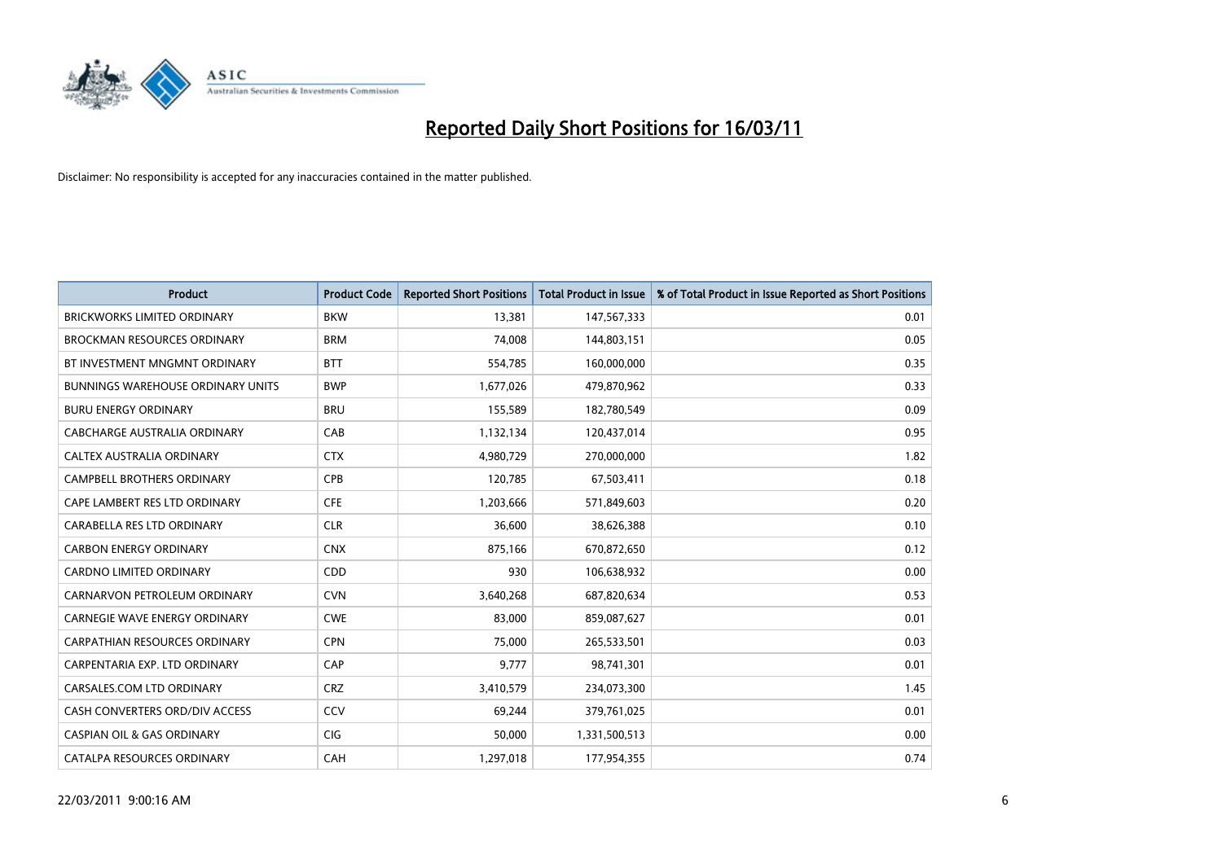# Reported Daily Short Positions for 16/03/11

Disclaimer: No responsibility is accepted for any inaccuracies contained in the matter published.

| Product | Product Code | Reported Short Positions | Total Product in Issue | % of Total Product in Issue Reported as Short Positions |
|---|---|---|---|---|
| BRICKWORKS LIMITED ORDINARY | BKW | 13,381 | 147,567,333 | 0.01 |
| BROCKMAN RESOURCES ORDINARY | BRM | 74,008 | 144,803,151 | 0.05 |
| BT INVESTMENT MNGMNT ORDINARY | BTT | 554,785 | 160,000,000 | 0.35 |
| BUNNINGS WAREHOUSE ORDINARY UNITS | BWP | 1,677,026 | 479,870,962 | 0.33 |
| BURU ENERGY ORDINARY | BRU | 155,589 | 182,780,549 | 0.09 |
| CABCHARGE AUSTRALIA ORDINARY | CAB | 1,132,134 | 120,437,014 | 0.95 |
| CALTEX AUSTRALIA ORDINARY | CTX | 4,980,729 | 270,000,000 | 1.82 |
| CAMPBELL BROTHERS ORDINARY | CPB | 120,785 | 67,503,411 | 0.18 |
| CAPE LAMBERT RES LTD ORDINARY | CFE | 1,203,666 | 571,849,603 | 0.20 |
| CARABELLA RES LTD ORDINARY | CLR | 36,600 | 38,626,388 | 0.10 |
| CARBON ENERGY ORDINARY | CNX | 875,166 | 670,872,650 | 0.12 |
| CARDNO LIMITED ORDINARY | CDD | 930 | 106,638,932 | 0.00 |
| CARNARVON PETROLEUM ORDINARY | CVN | 3,640,268 | 687,820,634 | 0.53 |
| CARNEGIE WAVE ENERGY ORDINARY | CWE | 83,000 | 859,087,627 | 0.01 |
| CARPATHIAN RESOURCES ORDINARY | CPN | 75,000 | 265,533,501 | 0.03 |
| CARPENTARIA EXP. LTD ORDINARY | CAP | 9,777 | 98,741,301 | 0.01 |
| CARSALES.COM LTD ORDINARY | CRZ | 3,410,579 | 234,073,300 | 1.45 |
| CASH CONVERTERS ORD/DIV ACCESS | CCV | 69,244 | 379,761,025 | 0.01 |
| CASPIAN OIL & GAS ORDINARY | CIG | 50,000 | 1,331,500,513 | 0.00 |
| CATALPA RESOURCES ORDINARY | CAH | 1,297,018 | 177,954,355 | 0.74 |

22/03/2011 9:00:16 AM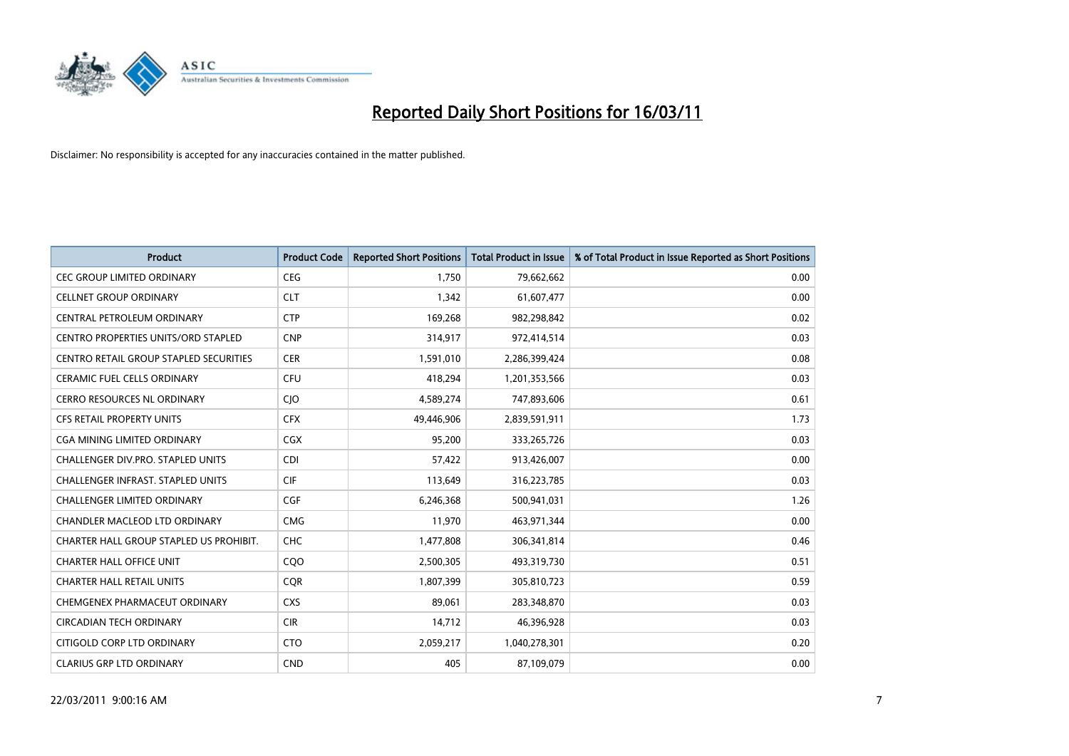# Reported Daily Short Positions for 16/03/11

Disclaimer: No responsibility is accepted for any inaccuracies contained in the matter published.

| Product | Product Code | Reported Short Positions | Total Product in Issue | % of Total Product in Issue Reported as Short Positions |
|---|---|---|---|---|
| CEC GROUP LIMITED ORDINARY | CEG | 1,750 | 79,662,662 | 0.00 |
| CELLNET GROUP ORDINARY | CLT | 1,342 | 61,607,477 | 0.00 |
| CENTRAL PETROLEUM ORDINARY | CTP | 169,268 | 982,298,842 | 0.02 |
| CENTRO PROPERTIES UNITS/ORD STAPLED | CNP | 314,917 | 972,414,514 | 0.03 |
| CENTRO RETAIL GROUP STAPLED SECURITIES | CER | 1,591,010 | 2,286,399,424 | 0.08 |
| CERAMIC FUEL CELLS ORDINARY | CFU | 418,294 | 1,201,353,566 | 0.03 |
| CERRO RESOURCES NL ORDINARY | CJO | 4,589,274 | 747,893,606 | 0.61 |
| CFS RETAIL PROPERTY UNITS | CFX | 49,446,906 | 2,839,591,911 | 1.73 |
| CGA MINING LIMITED ORDINARY | CGX | 95,200 | 333,265,726 | 0.03 |
| CHALLENGER DIV.PRO. STAPLED UNITS | CDI | 57,422 | 913,426,007 | 0.00 |
| CHALLENGER INFRAST. STAPLED UNITS | CIF | 113,649 | 316,223,785 | 0.03 |
| CHALLENGER LIMITED ORDINARY | CGF | 6,246,368 | 500,941,031 | 1.26 |
| CHANDLER MACLEOD LTD ORDINARY | CMG | 11,970 | 463,971,344 | 0.00 |
| CHARTER HALL GROUP STAPLED US PROHIBIT. | CHC | 1,477,808 | 306,341,814 | 0.46 |
| CHARTER HALL OFFICE UNIT | CQO | 2,500,305 | 493,319,730 | 0.51 |
| CHARTER HALL RETAIL UNITS | CQR | 1,807,399 | 305,810,723 | 0.59 |
| CHEMGENEX PHARMACEUT ORDINARY | CXS | 89,061 | 283,348,870 | 0.03 |
| CIRCADIAN TECH ORDINARY | CIR | 14,712 | 46,396,928 | 0.03 |
| CITIGOLD CORP LTD ORDINARY | CTO | 2,059,217 | 1,040,278,301 | 0.20 |
| CLARIUS GRP LTD ORDINARY | CND | 405 | 87,109,079 | 0.00 |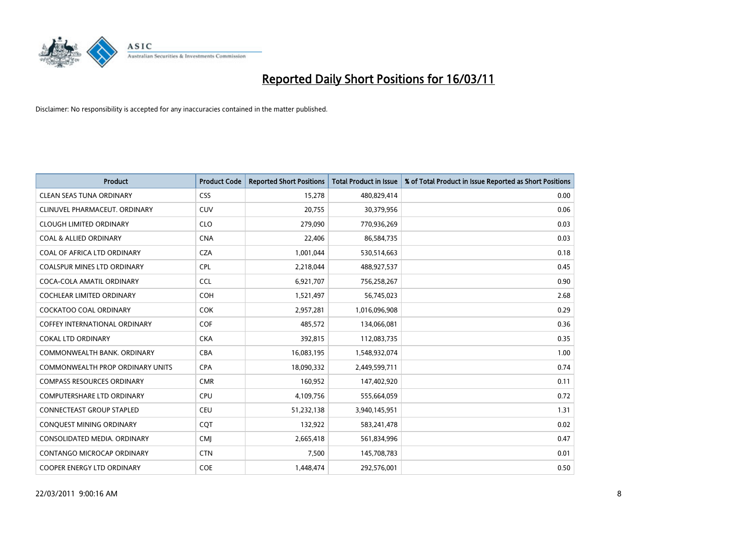# Reported Daily Short Positions for 16/03/11

Disclaimer: No responsibility is accepted for any inaccuracies contained in the matter published.

| Product | Product Code | Reported Short Positions | Total Product in Issue | % of Total Product in Issue Reported as Short Positions |
|---|---|---|---|---|
| CLEAN SEAS TUNA ORDINARY | CSS | 15,278 | 480,829,414 | 0.00 |
| CLINUVEL PHARMACEUT. ORDINARY | CUV | 20,755 | 30,379,956 | 0.06 |
| CLOUGH LIMITED ORDINARY | CLO | 279,090 | 770,936,269 | 0.03 |
| COAL & ALLIED ORDINARY | CNA | 22,406 | 86,584,735 | 0.03 |
| COAL OF AFRICA LTD ORDINARY | CZA | 1,001,044 | 530,514,663 | 0.18 |
| COALSPUR MINES LTD ORDINARY | CPL | 2,218,044 | 488,927,537 | 0.45 |
| COCA-COLA AMATIL ORDINARY | CCL | 6,921,707 | 756,258,267 | 0.90 |
| COCHLEAR LIMITED ORDINARY | COH | 1,521,497 | 56,745,023 | 2.68 |
| COCKATOO COAL ORDINARY | COK | 2,957,281 | 1,016,096,908 | 0.29 |
| COFFEY INTERNATIONAL ORDINARY | COF | 485,572 | 134,066,081 | 0.36 |
| COKAL LTD ORDINARY | CKA | 392,815 | 112,083,735 | 0.35 |
| COMMONWEALTH BANK. ORDINARY | CBA | 16,083,195 | 1,548,932,074 | 1.00 |
| COMMONWEALTH PROP ORDINARY UNITS | CPA | 18,090,332 | 2,449,599,711 | 0.74 |
| COMPASS RESOURCES ORDINARY | CMR | 160,952 | 147,402,920 | 0.11 |
| COMPUTERSHARE LTD ORDINARY | CPU | 4,109,756 | 555,664,059 | 0.72 |
| CONNECTEAST GROUP STAPLED | CEU | 51,232,138 | 3,940,145,951 | 1.31 |
| CONQUEST MINING ORDINARY | CQT | 132,922 | 583,241,478 | 0.02 |
| CONSOLIDATED MEDIA. ORDINARY | CMJ | 2,665,418 | 561,834,996 | 0.47 |
| CONTANGO MICROCAP ORDINARY | CTN | 7,500 | 145,708,783 | 0.01 |
| COOPER ENERGY LTD ORDINARY | COE | 1,448,474 | 292,576,001 | 0.50 |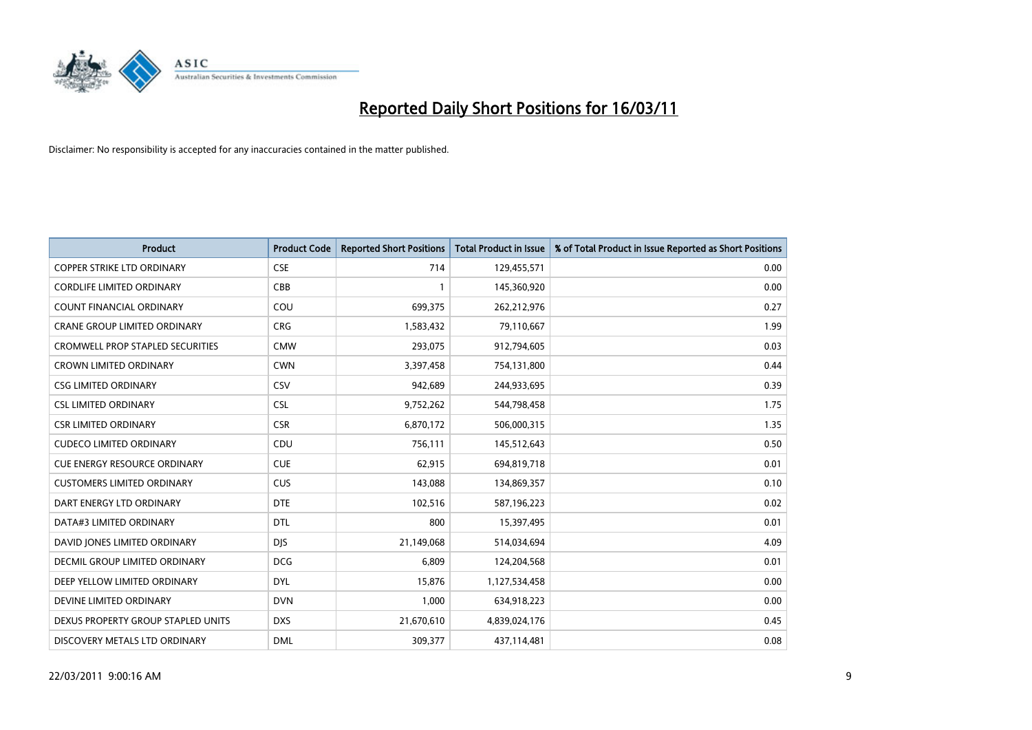# Reported Daily Short Positions for 16/03/11

Disclaimer: No responsibility is accepted for any inaccuracies contained in the matter published.

| Product | Product Code | Reported Short Positions | Total Product in Issue | % of Total Product in Issue Reported as Short Positions |
|---|---|---|---|---|
| COPPER STRIKE LTD ORDINARY | CSE | 714 | 129,455,571 | 0.00 |
| CORDLIFE LIMITED ORDINARY | CBB | 1 | 145,360,920 | 0.00 |
| COUNT FINANCIAL ORDINARY | COU | 699,375 | 262,212,976 | 0.27 |
| CRANE GROUP LIMITED ORDINARY | CRG | 1,583,432 | 79,110,667 | 1.99 |
| CROMWELL PROP STAPLED SECURITIES | CMW | 293,075 | 912,794,605 | 0.03 |
| CROWN LIMITED ORDINARY | CWN | 3,397,458 | 754,131,800 | 0.44 |
| CSG LIMITED ORDINARY | CSV | 942,689 | 244,933,695 | 0.39 |
| CSL LIMITED ORDINARY | CSL | 9,752,262 | 544,798,458 | 1.75 |
| CSR LIMITED ORDINARY | CSR | 6,870,172 | 506,000,315 | 1.35 |
| CUDECO LIMITED ORDINARY | CDU | 756,111 | 145,512,643 | 0.50 |
| CUE ENERGY RESOURCE ORDINARY | CUE | 62,915 | 694,819,718 | 0.01 |
| CUSTOMERS LIMITED ORDINARY | CUS | 143,088 | 134,869,357 | 0.10 |
| DART ENERGY LTD ORDINARY | DTE | 102,516 | 587,196,223 | 0.02 |
| DATA#3 LIMITED ORDINARY | DTL | 800 | 15,397,495 | 0.01 |
| DAVID JONES LIMITED ORDINARY | DJS | 21,149,068 | 514,034,694 | 4.09 |
| DECMIL GROUP LIMITED ORDINARY | DCG | 6,809 | 124,204,568 | 0.01 |
| DEEP YELLOW LIMITED ORDINARY | DYL | 15,876 | 1,127,534,458 | 0.00 |
| DEVINE LIMITED ORDINARY | DVN | 1,000 | 634,918,223 | 0.00 |
| DEXUS PROPERTY GROUP STAPLED UNITS | DXS | 21,670,610 | 4,839,024,176 | 0.45 |
| DISCOVERY METALS LTD ORDINARY | DML | 309,377 | 437,114,481 | 0.08 |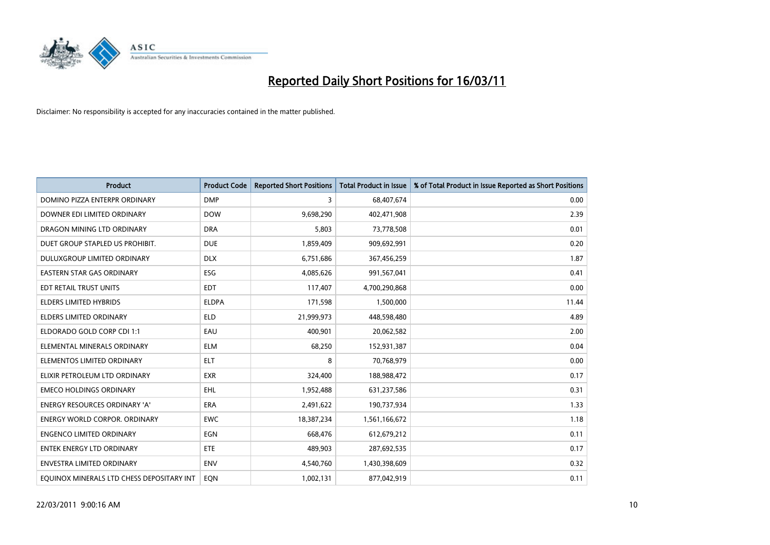# Reported Daily Short Positions for 16/03/11

Disclaimer: No responsibility is accepted for any inaccuracies contained in the matter published.

| Product | Product Code | Reported Short Positions | Total Product in Issue | % of Total Product in Issue Reported as Short Positions |
|---|---|---|---|---|
| DOMINO PIZZA ENTERPR ORDINARY | DMP | 3 | 68,407,674 | 0.00 |
| DOWNER EDI LIMITED ORDINARY | DOW | 9,698,290 | 402,471,908 | 2.39 |
| DRAGON MINING LTD ORDINARY | DRA | 5,803 | 73,778,508 | 0.01 |
| DUET GROUP STAPLED US PROHIBIT. | DUE | 1,859,409 | 909,692,991 | 0.20 |
| DULUXGROUP LIMITED ORDINARY | DLX | 6,751,686 | 367,456,259 | 1.87 |
| EASTERN STAR GAS ORDINARY | ESG | 4,085,626 | 991,567,041 | 0.41 |
| EDT RETAIL TRUST UNITS | EDT | 117,407 | 4,700,290,868 | 0.00 |
| ELDERS LIMITED HYBRIDS | ELDPA | 171,598 | 1,500,000 | 11.44 |
| ELDERS LIMITED ORDINARY | ELD | 21,999,973 | 448,598,480 | 4.89 |
| ELDORADO GOLD CORP CDI 1:1 | EAU | 400,901 | 20,062,582 | 2.00 |
| ELEMENTAL MINERALS ORDINARY | ELM | 68,250 | 152,931,387 | 0.04 |
| ELEMENTOS LIMITED ORDINARY | ELT | 8 | 70,768,979 | 0.00 |
| ELIXIR PETROLEUM LTD ORDINARY | EXR | 324,400 | 188,988,472 | 0.17 |
| EMECO HOLDINGS ORDINARY | EHL | 1,952,488 | 631,237,586 | 0.31 |
| ENERGY RESOURCES ORDINARY 'A' | ERA | 2,491,622 | 190,737,934 | 1.33 |
| ENERGY WORLD CORPOR. ORDINARY | EWC | 18,387,234 | 1,561,166,672 | 1.18 |
| ENGENCO LIMITED ORDINARY | EGN | 668,476 | 612,679,212 | 0.11 |
| ENTEK ENERGY LTD ORDINARY | ETE | 489,903 | 287,692,535 | 0.17 |
| ENVESTRA LIMITED ORDINARY | ENV | 4,540,760 | 1,430,398,609 | 0.32 |
| EQUINOX MINERALS LTD CHESS DEPOSITARY INT | EQN | 1,002,131 | 877,042,919 | 0.11 |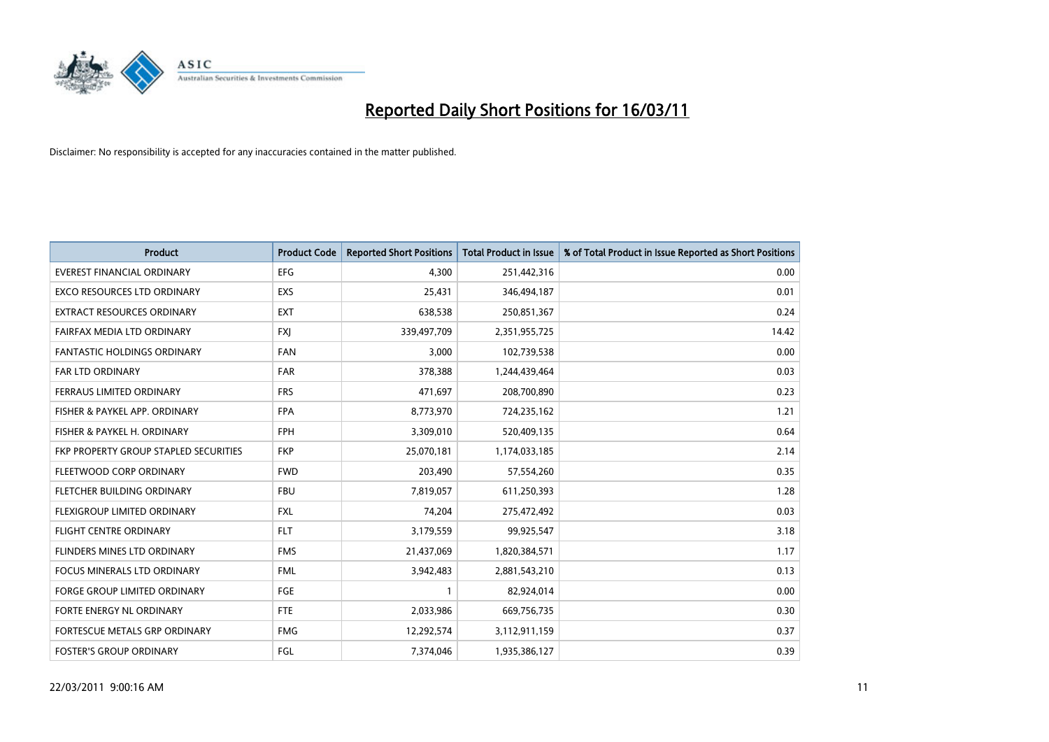# Reported Daily Short Positions for 16/03/11

Disclaimer: No responsibility is accepted for any inaccuracies contained in the matter published.

| Product | Product Code | Reported Short Positions | Total Product in Issue | % of Total Product in Issue Reported as Short Positions |
|---|---|---|---|---|
| EVEREST FINANCIAL ORDINARY | EFG | 4,300 | 251,442,316 | 0.00 |
| EXCO RESOURCES LTD ORDINARY | EXS | 25,431 | 346,494,187 | 0.01 |
| EXTRACT RESOURCES ORDINARY | EXT | 638,538 | 250,851,367 | 0.24 |
| FAIRFAX MEDIA LTD ORDINARY | FXJ | 339,497,709 | 2,351,955,725 | 14.42 |
| FANTASTIC HOLDINGS ORDINARY | FAN | 3,000 | 102,739,538 | 0.00 |
| FAR LTD ORDINARY | FAR | 378,388 | 1,244,439,464 | 0.03 |
| FERRAUS LIMITED ORDINARY | FRS | 471,697 | 208,700,890 | 0.23 |
| FISHER & PAYKEL APP. ORDINARY | FPA | 8,773,970 | 724,235,162 | 1.21 |
| FISHER & PAYKEL H. ORDINARY | FPH | 3,309,010 | 520,409,135 | 0.64 |
| FKP PROPERTY GROUP STAPLED SECURITIES | FKP | 25,070,181 | 1,174,033,185 | 2.14 |
| FLEETWOOD CORP ORDINARY | FWD | 203,490 | 57,554,260 | 0.35 |
| FLETCHER BUILDING ORDINARY | FBU | 7,819,057 | 611,250,393 | 1.28 |
| FLEXIGROUP LIMITED ORDINARY | FXL | 74,204 | 275,472,492 | 0.03 |
| FLIGHT CENTRE ORDINARY | FLT | 3,179,559 | 99,925,547 | 3.18 |
| FLINDERS MINES LTD ORDINARY | FMS | 21,437,069 | 1,820,384,571 | 1.17 |
| FOCUS MINERALS LTD ORDINARY | FML | 3,942,483 | 2,881,543,210 | 0.13 |
| FORGE GROUP LIMITED ORDINARY | FGE | 1 | 82,924,014 | 0.00 |
| FORTE ENERGY NL ORDINARY | FTE | 2,033,986 | 669,756,735 | 0.30 |
| FORTESCUE METALS GRP ORDINARY | FMG | 12,292,574 | 3,112,911,159 | 0.37 |
| FOSTER'S GROUP ORDINARY | FGL | 7,374,046 | 1,935,386,127 | 0.39 |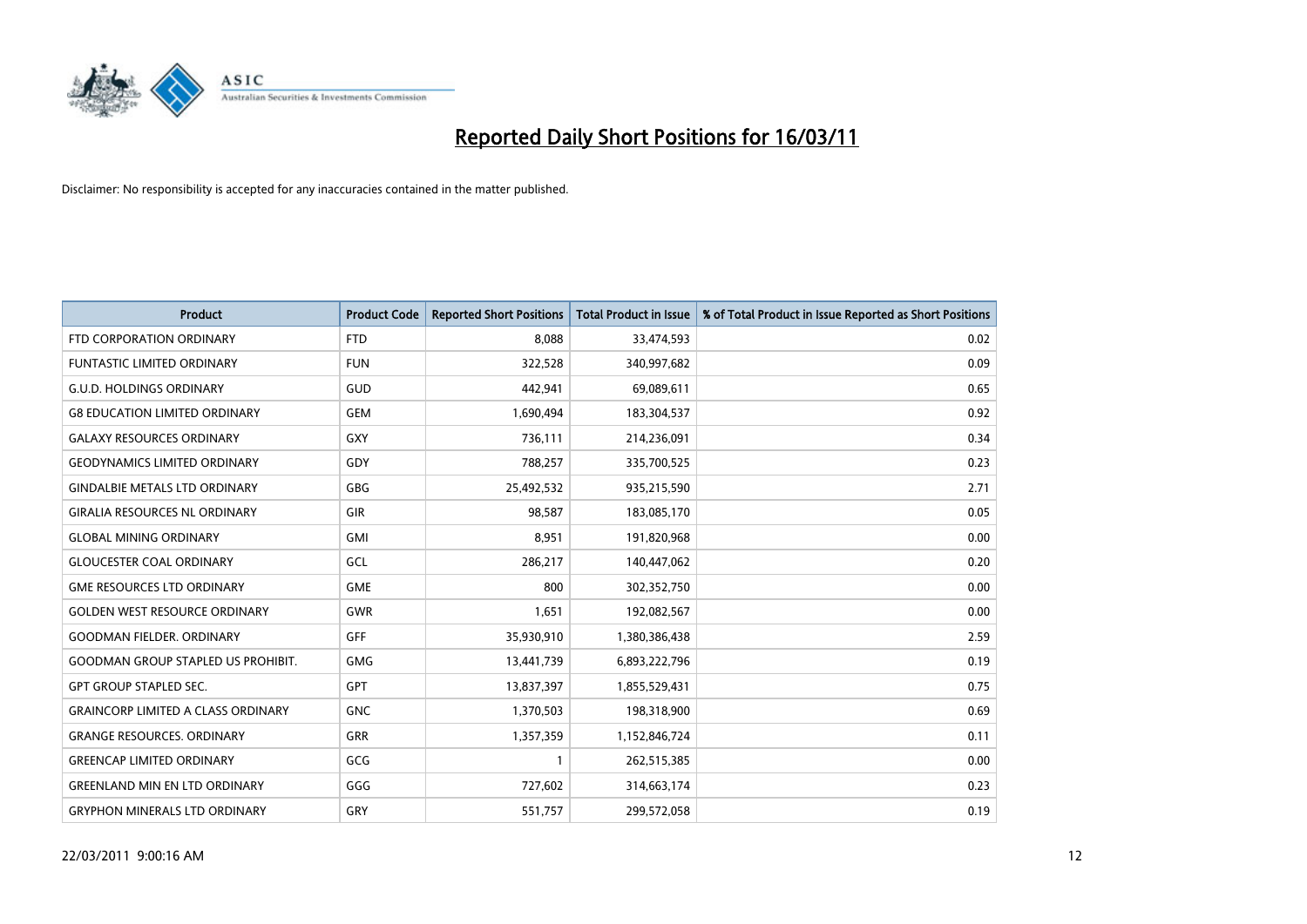# Reported Daily Short Positions for 16/03/11

Disclaimer: No responsibility is accepted for any inaccuracies contained in the matter published.

| Product | Product Code | Reported Short Positions | Total Product in Issue | % of Total Product in Issue Reported as Short Positions |
|---|---|---|---|---|
| FTD CORPORATION ORDINARY | FTD | 8,088 | 33,474,593 | 0.02 |
| FUNTASTIC LIMITED ORDINARY | FUN | 322,528 | 340,997,682 | 0.09 |
| G.U.D. HOLDINGS ORDINARY | GUD | 442,941 | 69,089,611 | 0.65 |
| G8 EDUCATION LIMITED ORDINARY | GEM | 1,690,494 | 183,304,537 | 0.92 |
| GALAXY RESOURCES ORDINARY | GXY | 736,111 | 214,236,091 | 0.34 |
| GEODYNAMICS LIMITED ORDINARY | GDY | 788,257 | 335,700,525 | 0.23 |
| GINDALBIE METALS LTD ORDINARY | GBG | 25,492,532 | 935,215,590 | 2.71 |
| GIRALIA RESOURCES NL ORDINARY | GIR | 98,587 | 183,085,170 | 0.05 |
| GLOBAL MINING ORDINARY | GMI | 8,951 | 191,820,968 | 0.00 |
| GLOUCESTER COAL ORDINARY | GCL | 286,217 | 140,447,062 | 0.20 |
| GME RESOURCES LTD ORDINARY | GME | 800 | 302,352,750 | 0.00 |
| GOLDEN WEST RESOURCE ORDINARY | GWR | 1,651 | 192,082,567 | 0.00 |
| GOODMAN FIELDER. ORDINARY | GFF | 35,930,910 | 1,380,386,438 | 2.59 |
| GOODMAN GROUP STAPLED US PROHIBIT. | GMG | 13,441,739 | 6,893,222,796 | 0.19 |
| GPT GROUP STAPLED SEC. | GPT | 13,837,397 | 1,855,529,431 | 0.75 |
| GRAINCORP LIMITED A CLASS ORDINARY | GNC | 1,370,503 | 198,318,900 | 0.69 |
| GRANGE RESOURCES. ORDINARY | GRR | 1,357,359 | 1,152,846,724 | 0.11 |
| GREENCAP LIMITED ORDINARY | GCG | 1 | 262,515,385 | 0.00 |
| GREENLAND MIN EN LTD ORDINARY | GGG | 727,602 | 314,663,174 | 0.23 |
| GRYPHON MINERALS LTD ORDINARY | GRY | 551,757 | 299,572,058 | 0.19 |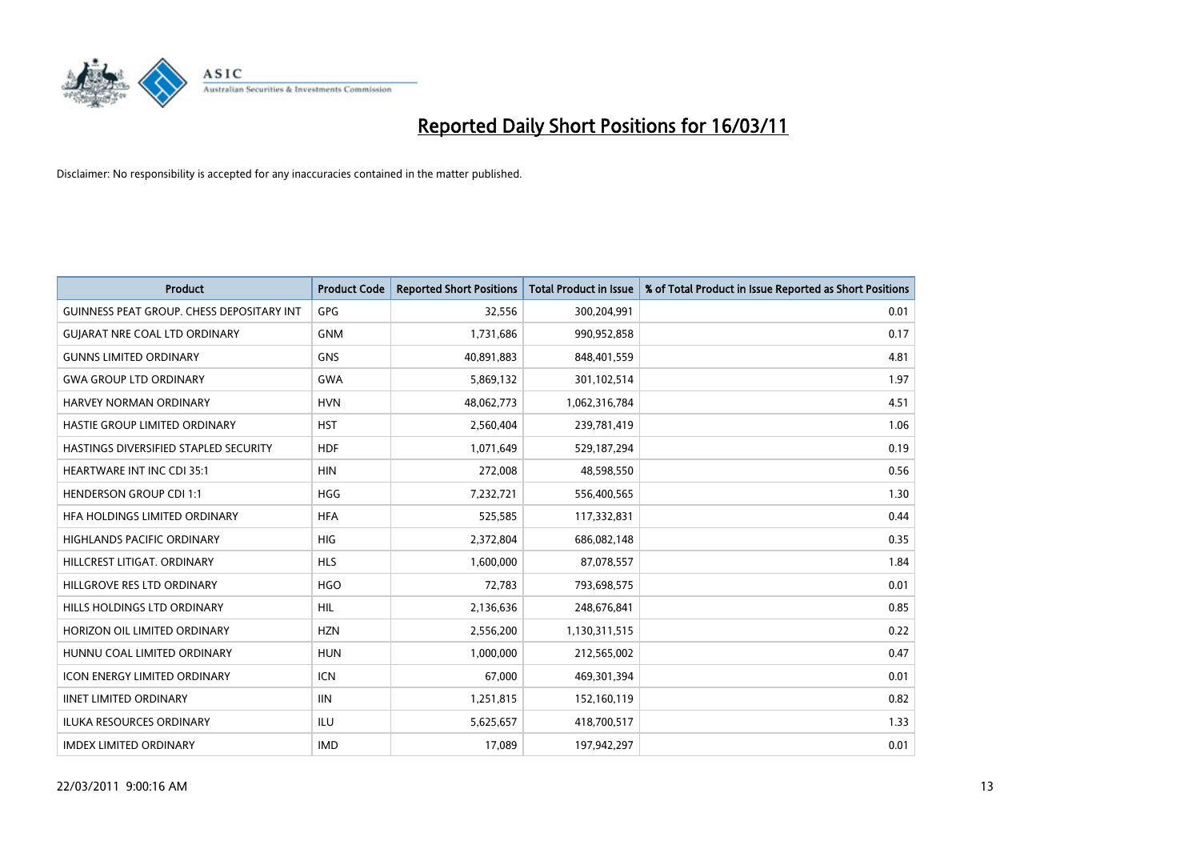# Reported Daily Short Positions for 16/03/11

Disclaimer: No responsibility is accepted for any inaccuracies contained in the matter published.

| Product | Product Code | Reported Short Positions | Total Product in Issue | % of Total Product in Issue Reported as Short Positions |
|---|---|---|---|---|
| GUINNESS PEAT GROUP. CHESS DEPOSITARY INT | GPG | 32,556 | 300,204,991 | 0.01 |
| GUJARAT NRE COAL LTD ORDINARY | GNM | 1,731,686 | 990,952,858 | 0.17 |
| GUNNS LIMITED ORDINARY | GNS | 40,891,883 | 848,401,559 | 4.81 |
| GWA GROUP LTD ORDINARY | GWA | 5,869,132 | 301,102,514 | 1.97 |
| HARVEY NORMAN ORDINARY | HVN | 48,062,773 | 1,062,316,784 | 4.51 |
| HASTIE GROUP LIMITED ORDINARY | HST | 2,560,404 | 239,781,419 | 1.06 |
| HASTINGS DIVERSIFIED STAPLED SECURITY | HDF | 1,071,649 | 529,187,294 | 0.19 |
| HEARTWARE INT INC CDI 35:1 | HIN | 272,008 | 48,598,550 | 0.56 |
| HENDERSON GROUP CDI 1:1 | HGG | 7,232,721 | 556,400,565 | 1.30 |
| HFA HOLDINGS LIMITED ORDINARY | HFA | 525,585 | 117,332,831 | 0.44 |
| HIGHLANDS PACIFIC ORDINARY | HIG | 2,372,804 | 686,082,148 | 0.35 |
| HILLCREST LITIGAT. ORDINARY | HLS | 1,600,000 | 87,078,557 | 1.84 |
| HILLGROVE RES LTD ORDINARY | HGO | 72,783 | 793,698,575 | 0.01 |
| HILLS HOLDINGS LTD ORDINARY | HIL | 2,136,636 | 248,676,841 | 0.85 |
| HORIZON OIL LIMITED ORDINARY | HZN | 2,556,200 | 1,130,311,515 | 0.22 |
| HUNNU COAL LIMITED ORDINARY | HUN | 1,000,000 | 212,565,002 | 0.47 |
| ICON ENERGY LIMITED ORDINARY | ICN | 67,000 | 469,301,394 | 0.01 |
| IINET LIMITED ORDINARY | IIN | 1,251,815 | 152,160,119 | 0.82 |
| ILUKA RESOURCES ORDINARY | ILU | 5,625,657 | 418,700,517 | 1.33 |
| IMDEX LIMITED ORDINARY | IMD | 17,089 | 197,942,297 | 0.01 |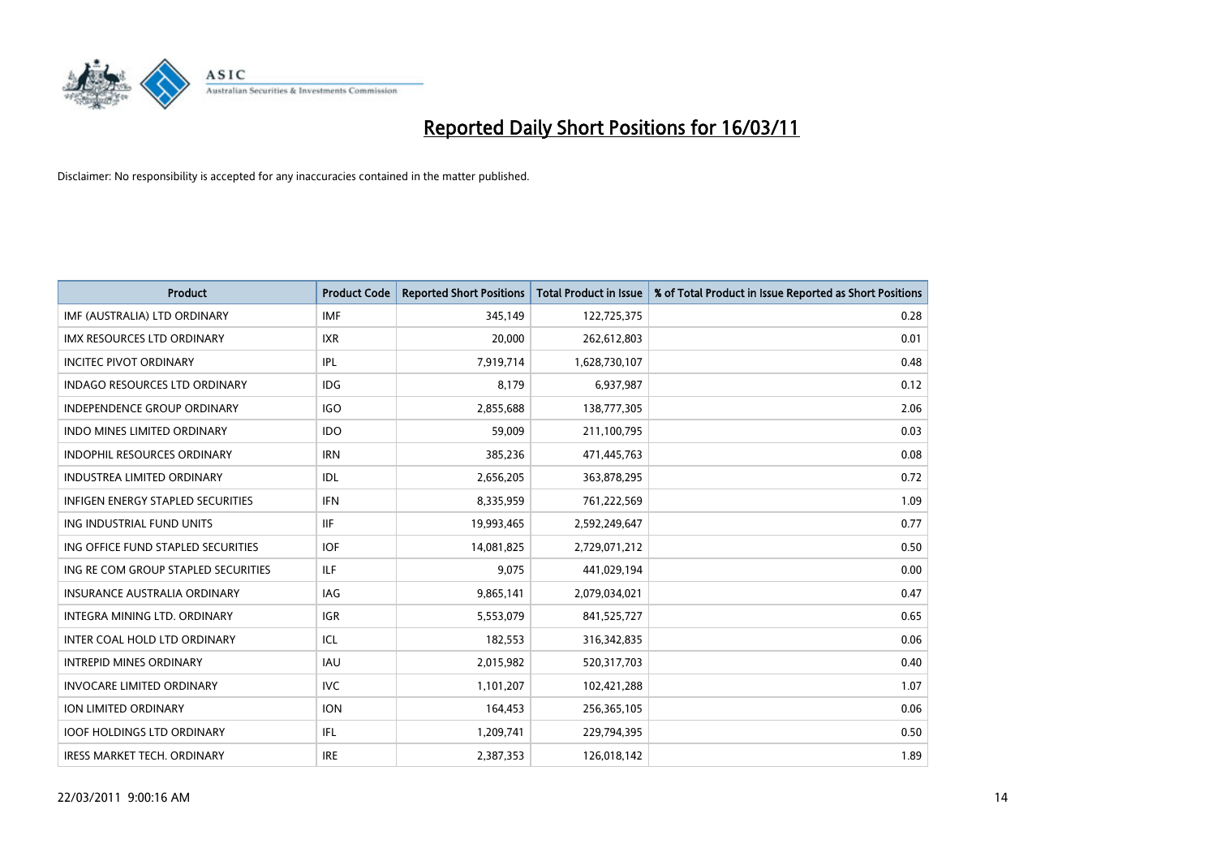# Reported Daily Short Positions for 16/03/11

Disclaimer: No responsibility is accepted for any inaccuracies contained in the matter published.

| Product | Product Code | Reported Short Positions | Total Product in Issue | % of Total Product in Issue Reported as Short Positions |
|---|---|---|---|---|
| IMF (AUSTRALIA) LTD ORDINARY | IMF | 345,149 | 122,725,375 | 0.28 |
| IMX RESOURCES LTD ORDINARY | IXR | 20,000 | 262,612,803 | 0.01 |
| INCITEC PIVOT ORDINARY | IPL | 7,919,714 | 1,628,730,107 | 0.48 |
| INDAGO RESOURCES LTD ORDINARY | IDG | 8,179 | 6,937,987 | 0.12 |
| INDEPENDENCE GROUP ORDINARY | IGO | 2,855,688 | 138,777,305 | 2.06 |
| INDO MINES LIMITED ORDINARY | IDO | 59,009 | 211,100,795 | 0.03 |
| INDOPHIL RESOURCES ORDINARY | IRN | 385,236 | 471,445,763 | 0.08 |
| INDUSTREA LIMITED ORDINARY | IDL | 2,656,205 | 363,878,295 | 0.72 |
| INFIGEN ENERGY STAPLED SECURITIES | IFN | 8,335,959 | 761,222,569 | 1.09 |
| ING INDUSTRIAL FUND UNITS | IIF | 19,993,465 | 2,592,249,647 | 0.77 |
| ING OFFICE FUND STAPLED SECURITIES | IOF | 14,081,825 | 2,729,071,212 | 0.50 |
| ING RE COM GROUP STAPLED SECURITIES | ILF | 9,075 | 441,029,194 | 0.00 |
| INSURANCE AUSTRALIA ORDINARY | IAG | 9,865,141 | 2,079,034,021 | 0.47 |
| INTEGRA MINING LTD. ORDINARY | IGR | 5,553,079 | 841,525,727 | 0.65 |
| INTER COAL HOLD LTD ORDINARY | ICL | 182,553 | 316,342,835 | 0.06 |
| INTREPID MINES ORDINARY | IAU | 2,015,982 | 520,317,703 | 0.40 |
| INVOCARE LIMITED ORDINARY | IVC | 1,101,207 | 102,421,288 | 1.07 |
| ION LIMITED ORDINARY | ION | 164,453 | 256,365,105 | 0.06 |
| IOOF HOLDINGS LTD ORDINARY | IFL | 1,209,741 | 229,794,395 | 0.50 |
| IRESS MARKET TECH. ORDINARY | IRE | 2,387,353 | 126,018,142 | 1.89 |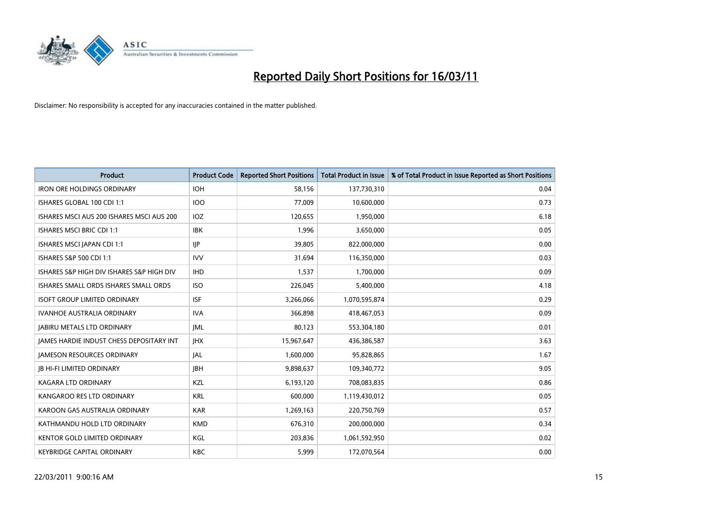# Reported Daily Short Positions for 16/03/11

Disclaimer: No responsibility is accepted for any inaccuracies contained in the matter published.

| Product | Product Code | Reported Short Positions | Total Product in Issue | % of Total Product in Issue Reported as Short Positions |
|---|---|---|---|---|
| IRON ORE HOLDINGS ORDINARY | IOH | 58,156 | 137,730,310 | 0.04 |
| ISHARES GLOBAL 100 CDI 1:1 | IOO | 77,009 | 10,600,000 | 0.73 |
| ISHARES MSCI AUS 200 ISHARES MSCI AUS 200 | IOZ | 120,655 | 1,950,000 | 6.18 |
| ISHARES MSCI BRIC CDI 1:1 | IBK | 1,996 | 3,650,000 | 0.05 |
| ISHARES MSCI JAPAN CDI 1:1 | IJP | 39,805 | 822,000,000 | 0.00 |
| ISHARES S&P 500 CDI 1:1 | IVV | 31,694 | 116,350,000 | 0.03 |
| ISHARES S&P HIGH DIV ISHARES S&P HIGH DIV | IHD | 1,537 | 1,700,000 | 0.09 |
| ISHARES SMALL ORDS ISHARES SMALL ORDS | ISO | 226,045 | 5,400,000 | 4.18 |
| ISOFT GROUP LIMITED ORDINARY | ISF | 3,266,066 | 1,070,595,874 | 0.29 |
| IVANHOE AUSTRALIA ORDINARY | IVA | 366,898 | 418,467,053 | 0.09 |
| JABIRU METALS LTD ORDINARY | JML | 80,123 | 553,304,180 | 0.01 |
| JAMES HARDIE INDUST CHESS DEPOSITARY INT | JHX | 15,967,647 | 436,386,587 | 3.63 |
| JAMESON RESOURCES ORDINARY | JAL | 1,600,000 | 95,828,865 | 1.67 |
| JB HI-FI LIMITED ORDINARY | JBH | 9,898,637 | 109,340,772 | 9.05 |
| KAGARA LTD ORDINARY | KZL | 6,193,120 | 708,083,835 | 0.86 |
| KANGAROO RES LTD ORDINARY | KRL | 600,000 | 1,119,430,012 | 0.05 |
| KAROON GAS AUSTRALIA ORDINARY | KAR | 1,269,163 | 220,750,769 | 0.57 |
| KATHMANDU HOLD LTD ORDINARY | KMD | 676,310 | 200,000,000 | 0.34 |
| KENTOR GOLD LIMITED ORDINARY | KGL | 203,836 | 1,061,592,950 | 0.02 |
| KEYBRIDGE CAPITAL ORDINARY | KBC | 5,999 | 172,070,564 | 0.00 |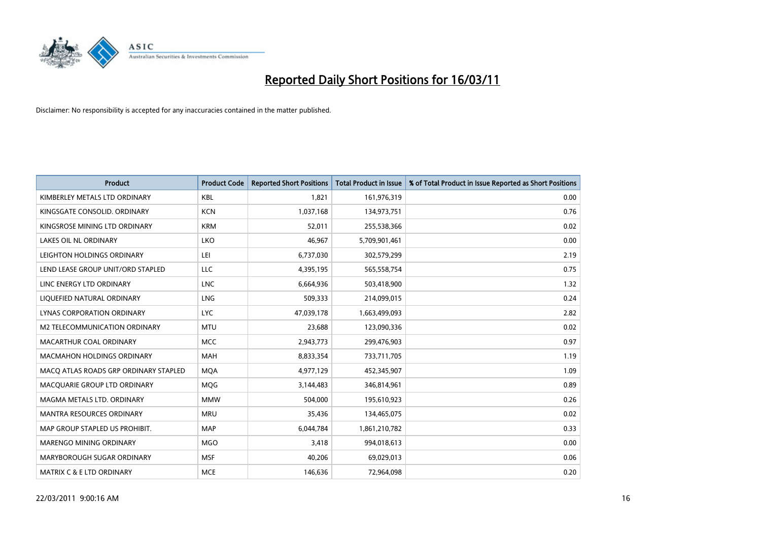# Reported Daily Short Positions for 16/03/11

Disclaimer: No responsibility is accepted for any inaccuracies contained in the matter published.

| Product | Product Code | Reported Short Positions | Total Product in Issue | % of Total Product in Issue Reported as Short Positions |
|---|---|---|---|---|
| KIMBERLEY METALS LTD ORDINARY | KBL | 1,821 | 161,976,319 | 0.00 |
| KINGSGATE CONSOLID. ORDINARY | KCN | 1,037,168 | 134,973,751 | 0.76 |
| KINGSROSE MINING LTD ORDINARY | KRM | 52,011 | 255,538,366 | 0.02 |
| LAKES OIL NL ORDINARY | LKO | 46,967 | 5,709,901,461 | 0.00 |
| LEIGHTON HOLDINGS ORDINARY | LEI | 6,737,030 | 302,579,299 | 2.19 |
| LEND LEASE GROUP UNIT/ORD STAPLED | LLC | 4,395,195 | 565,558,754 | 0.75 |
| LINC ENERGY LTD ORDINARY | LNC | 6,664,936 | 503,418,900 | 1.32 |
| LIQUEFIED NATURAL ORDINARY | LNG | 509,333 | 214,099,015 | 0.24 |
| LYNAS CORPORATION ORDINARY | LYC | 47,039,178 | 1,663,499,093 | 2.82 |
| M2 TELECOMMUNICATION ORDINARY | MTU | 23,688 | 123,090,336 | 0.02 |
| MACARTHUR COAL ORDINARY | MCC | 2,943,773 | 299,476,903 | 0.97 |
| MACMAHON HOLDINGS ORDINARY | MAH | 8,833,354 | 733,711,705 | 1.19 |
| MACQ ATLAS ROADS GRP ORDINARY STAPLED | MQA | 4,977,129 | 452,345,907 | 1.09 |
| MACQUARIE GROUP LTD ORDINARY | MQG | 3,144,483 | 346,814,961 | 0.89 |
| MAGMA METALS LTD. ORDINARY | MMW | 504,000 | 195,610,923 | 0.26 |
| MANTRA RESOURCES ORDINARY | MRU | 35,436 | 134,465,075 | 0.02 |
| MAP GROUP STAPLED US PROHIBIT. | MAP | 6,044,784 | 1,861,210,782 | 0.33 |
| MARENGO MINING ORDINARY | MGO | 3,418 | 994,018,613 | 0.00 |
| MARYBOROUGH SUGAR ORDINARY | MSF | 40,206 | 69,029,013 | 0.06 |
| MATRIX C & E LTD ORDINARY | MCE | 146,636 | 72,964,098 | 0.20 |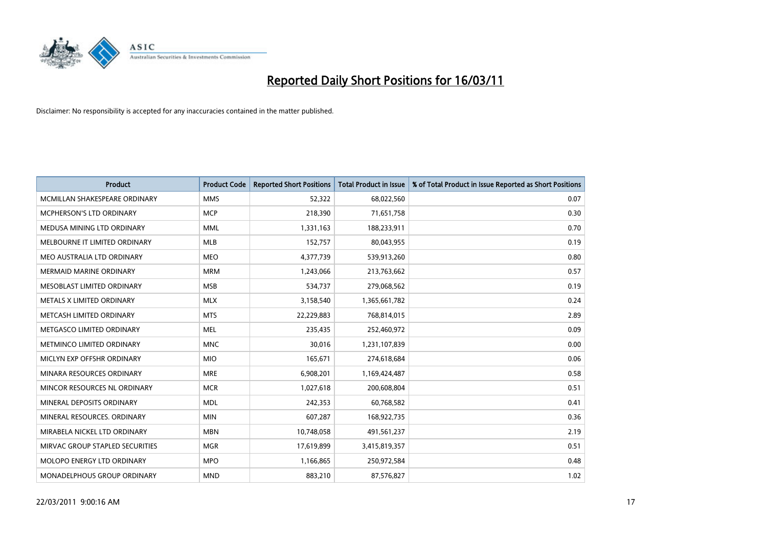# Reported Daily Short Positions for 16/03/11

Disclaimer: No responsibility is accepted for any inaccuracies contained in the matter published.

| Product | Product Code | Reported Short Positions | Total Product in Issue | % of Total Product in Issue Reported as Short Positions |
|---|---|---|---|---|
| MCMILLAN SHAKESPEARE ORDINARY | MMS | 52,322 | 68,022,560 | 0.07 |
| MCPHERSON'S LTD ORDINARY | MCP | 218,390 | 71,651,758 | 0.30 |
| MEDUSA MINING LTD ORDINARY | MML | 1,331,163 | 188,233,911 | 0.70 |
| MELBOURNE IT LIMITED ORDINARY | MLB | 152,757 | 80,043,955 | 0.19 |
| MEO AUSTRALIA LTD ORDINARY | MEO | 4,377,739 | 539,913,260 | 0.80 |
| MERMAID MARINE ORDINARY | MRM | 1,243,066 | 213,763,662 | 0.57 |
| MESOBLAST LIMITED ORDINARY | MSB | 534,737 | 279,068,562 | 0.19 |
| METALS X LIMITED ORDINARY | MLX | 3,158,540 | 1,365,661,782 | 0.24 |
| METCASH LIMITED ORDINARY | MTS | 22,229,883 | 768,814,015 | 2.89 |
| METGASCO LIMITED ORDINARY | MEL | 235,435 | 252,460,972 | 0.09 |
| METMINCO LIMITED ORDINARY | MNC | 30,016 | 1,231,107,839 | 0.00 |
| MICLYN EXP OFFSHR ORDINARY | MIO | 165,671 | 274,618,684 | 0.06 |
| MINARA RESOURCES ORDINARY | MRE | 6,908,201 | 1,169,424,487 | 0.58 |
| MINCOR RESOURCES NL ORDINARY | MCR | 1,027,618 | 200,608,804 | 0.51 |
| MINERAL DEPOSITS ORDINARY | MDL | 242,353 | 60,768,582 | 0.41 |
| MINERAL RESOURCES. ORDINARY | MIN | 607,287 | 168,922,735 | 0.36 |
| MIRABELA NICKEL LTD ORDINARY | MBN | 10,748,058 | 491,561,237 | 2.19 |
| MIRVAC GROUP STAPLED SECURITIES | MGR | 17,619,899 | 3,415,819,357 | 0.51 |
| MOLOPO ENERGY LTD ORDINARY | MPO | 1,166,865 | 250,972,584 | 0.48 |
| MONADELPHOUS GROUP ORDINARY | MND | 883,210 | 87,576,827 | 1.02 |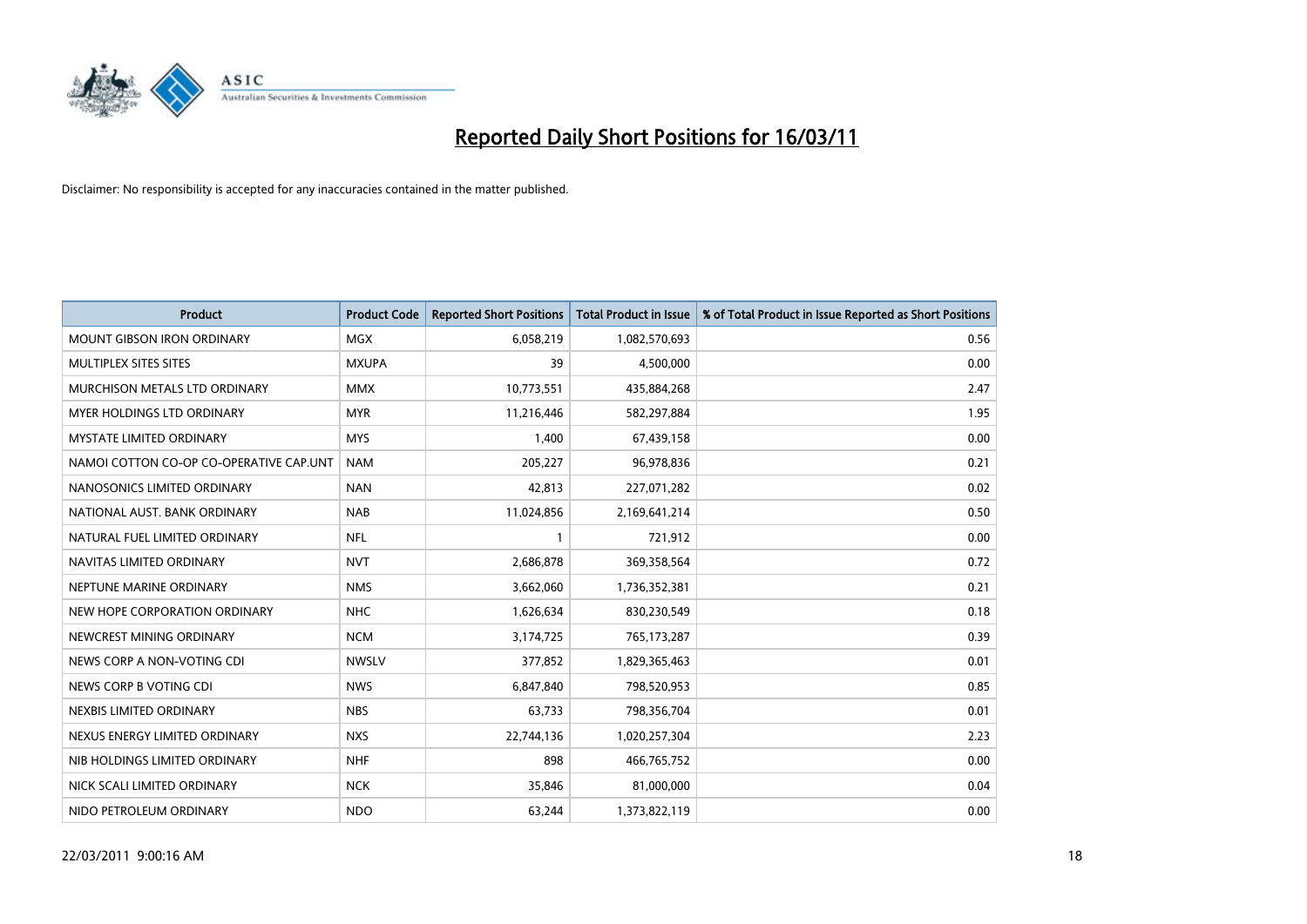# Reported Daily Short Positions for 16/03/11

Disclaimer: No responsibility is accepted for any inaccuracies contained in the matter published.

| Product | Product Code | Reported Short Positions | Total Product in Issue | % of Total Product in Issue Reported as Short Positions |
|---|---|---|---|---|
| MOUNT GIBSON IRON ORDINARY | MGX | 6,058,219 | 1,082,570,693 | 0.56 |
| MULTIPLEX SITES SITES | MXUPA | 39 | 4,500,000 | 0.00 |
| MURCHISON METALS LTD ORDINARY | MMX | 10,773,551 | 435,884,268 | 2.47 |
| MYER HOLDINGS LTD ORDINARY | MYR | 11,216,446 | 582,297,884 | 1.95 |
| MYSTATE LIMITED ORDINARY | MYS | 1,400 | 67,439,158 | 0.00 |
| NAMOI COTTON CO-OP CO-OPERATIVE CAP.UNT | NAM | 205,227 | 96,978,836 | 0.21 |
| NANOSONICS LIMITED ORDINARY | NAN | 42,813 | 227,071,282 | 0.02 |
| NATIONAL AUST. BANK ORDINARY | NAB | 11,024,856 | 2,169,641,214 | 0.50 |
| NATURAL FUEL LIMITED ORDINARY | NFL | 1 | 721,912 | 0.00 |
| NAVITAS LIMITED ORDINARY | NVT | 2,686,878 | 369,358,564 | 0.72 |
| NEPTUNE MARINE ORDINARY | NMS | 3,662,060 | 1,736,352,381 | 0.21 |
| NEW HOPE CORPORATION ORDINARY | NHC | 1,626,634 | 830,230,549 | 0.18 |
| NEWCREST MINING ORDINARY | NCM | 3,174,725 | 765,173,287 | 0.39 |
| NEWS CORP A NON-VOTING CDI | NWSLV | 377,852 | 1,829,365,463 | 0.01 |
| NEWS CORP B VOTING CDI | NWS | 6,847,840 | 798,520,953 | 0.85 |
| NEXBIS LIMITED ORDINARY | NBS | 63,733 | 798,356,704 | 0.01 |
| NEXUS ENERGY LIMITED ORDINARY | NXS | 22,744,136 | 1,020,257,304 | 2.23 |
| NIB HOLDINGS LIMITED ORDINARY | NHF | 898 | 466,765,752 | 0.00 |
| NICK SCALI LIMITED ORDINARY | NCK | 35,846 | 81,000,000 | 0.04 |
| NIDO PETROLEUM ORDINARY | NDO | 63,244 | 1,373,822,119 | 0.00 |

22/03/2011 9:00:16 AM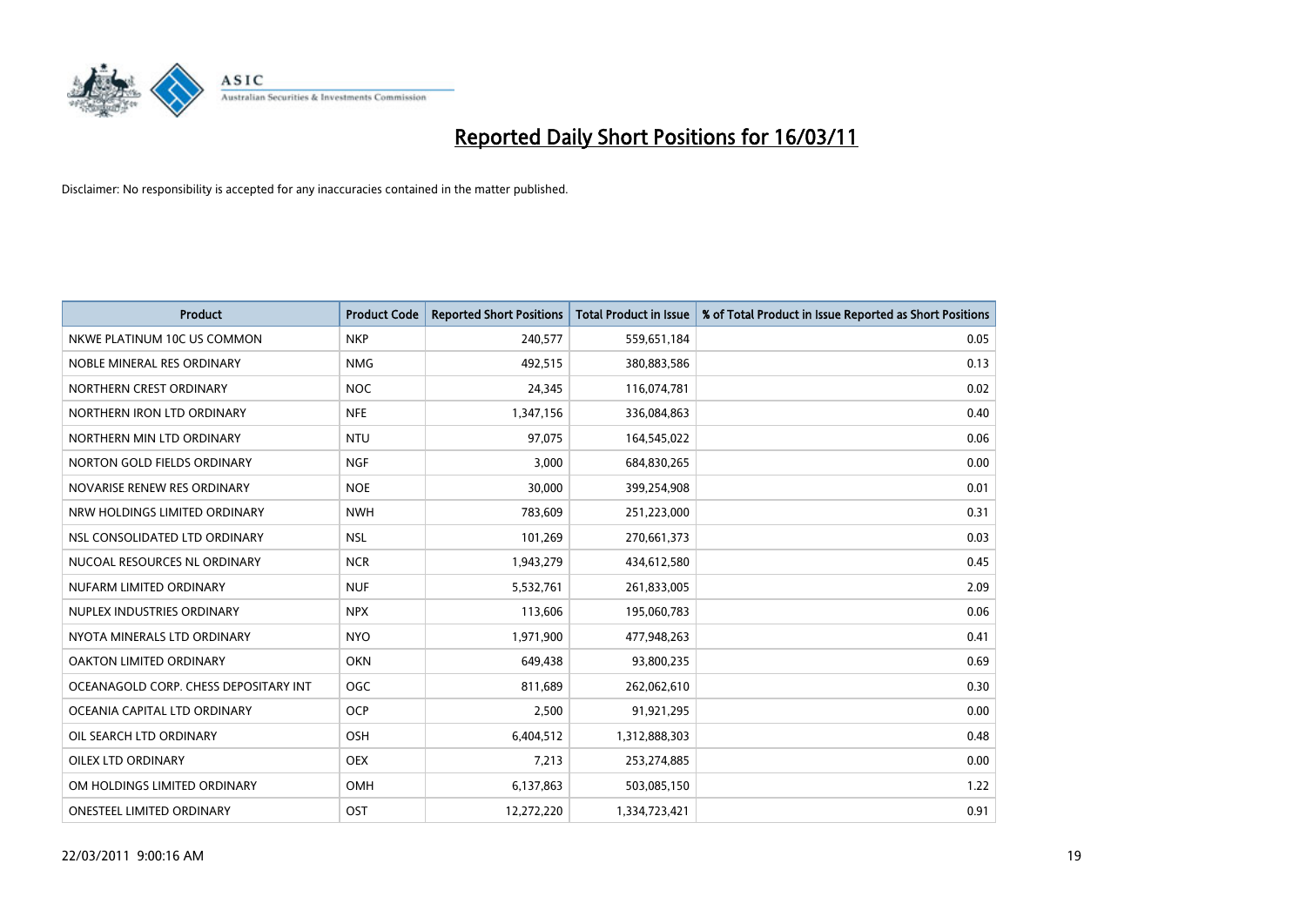# Reported Daily Short Positions for 16/03/11

Disclaimer: No responsibility is accepted for any inaccuracies contained in the matter published.

| Product | Product Code | Reported Short Positions | Total Product in Issue | % of Total Product in Issue Reported as Short Positions |
|---|---|---|---|---|
| NKWE PLATINUM 10C US COMMON | NKP | 240,577 | 559,651,184 | 0.05 |
| NOBLE MINERAL RES ORDINARY | NMG | 492,515 | 380,883,586 | 0.13 |
| NORTHERN CREST ORDINARY | NOC | 24,345 | 116,074,781 | 0.02 |
| NORTHERN IRON LTD ORDINARY | NFE | 1,347,156 | 336,084,863 | 0.40 |
| NORTHERN MIN LTD ORDINARY | NTU | 97,075 | 164,545,022 | 0.06 |
| NORTON GOLD FIELDS ORDINARY | NGF | 3,000 | 684,830,265 | 0.00 |
| NOVARISE RENEW RES ORDINARY | NOE | 30,000 | 399,254,908 | 0.01 |
| NRW HOLDINGS LIMITED ORDINARY | NWH | 783,609 | 251,223,000 | 0.31 |
| NSL CONSOLIDATED LTD ORDINARY | NSL | 101,269 | 270,661,373 | 0.03 |
| NUCOAL RESOURCES NL ORDINARY | NCR | 1,943,279 | 434,612,580 | 0.45 |
| NUFARM LIMITED ORDINARY | NUF | 5,532,761 | 261,833,005 | 2.09 |
| NUPLEX INDUSTRIES ORDINARY | NPX | 113,606 | 195,060,783 | 0.06 |
| NYOTA MINERALS LTD ORDINARY | NYO | 1,971,900 | 477,948,263 | 0.41 |
| OAKTON LIMITED ORDINARY | OKN | 649,438 | 93,800,235 | 0.69 |
| OCEANAGOLD CORP. CHESS DEPOSITARY INT | OGC | 811,689 | 262,062,610 | 0.30 |
| OCEANIA CAPITAL LTD ORDINARY | OCP | 2,500 | 91,921,295 | 0.00 |
| OIL SEARCH LTD ORDINARY | OSH | 6,404,512 | 1,312,888,303 | 0.48 |
| OILEX LTD ORDINARY | OEX | 7,213 | 253,274,885 | 0.00 |
| OM HOLDINGS LIMITED ORDINARY | OMH | 6,137,863 | 503,085,150 | 1.22 |
| ONESTEEL LIMITED ORDINARY | OST | 12,272,220 | 1,334,723,421 | 0.91 |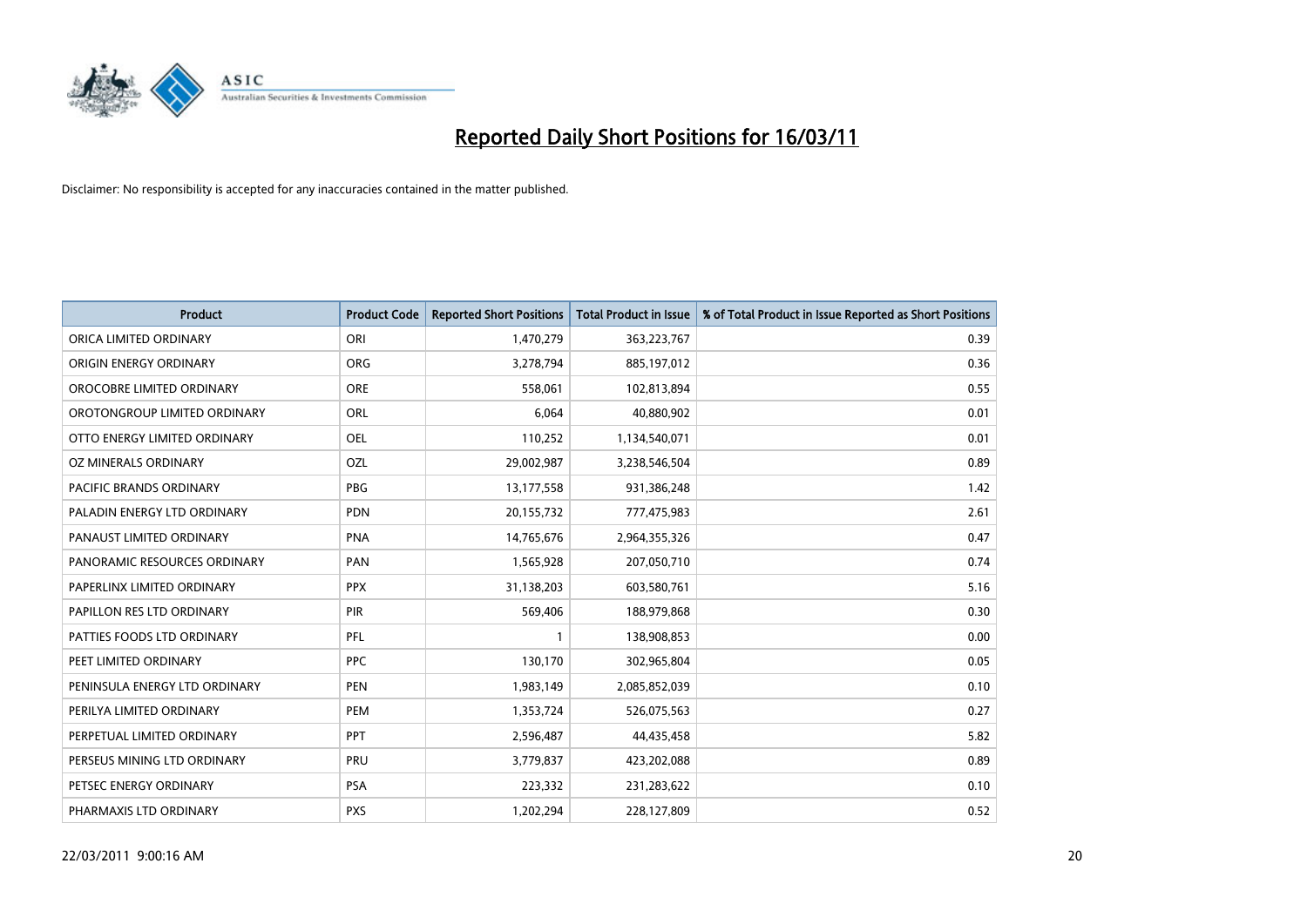# Reported Daily Short Positions for 16/03/11

Disclaimer: No responsibility is accepted for any inaccuracies contained in the matter published.

| Product | Product Code | Reported Short Positions | Total Product in Issue | % of Total Product in Issue Reported as Short Positions |
|---|---|---|---|---|
| ORICA LIMITED ORDINARY | ORI | 1,470,279 | 363,223,767 | 0.39 |
| ORIGIN ENERGY ORDINARY | ORG | 3,278,794 | 885,197,012 | 0.36 |
| OROCOBRE LIMITED ORDINARY | ORE | 558,061 | 102,813,894 | 0.55 |
| OROTONGROUP LIMITED ORDINARY | ORL | 6,064 | 40,880,902 | 0.01 |
| OTTO ENERGY LIMITED ORDINARY | OEL | 110,252 | 1,134,540,071 | 0.01 |
| OZ MINERALS ORDINARY | OZL | 29,002,987 | 3,238,546,504 | 0.89 |
| PACIFIC BRANDS ORDINARY | PBG | 13,177,558 | 931,386,248 | 1.42 |
| PALADIN ENERGY LTD ORDINARY | PDN | 20,155,732 | 777,475,983 | 2.61 |
| PANAUST LIMITED ORDINARY | PNA | 14,765,676 | 2,964,355,326 | 0.47 |
| PANORAMIC RESOURCES ORDINARY | PAN | 1,565,928 | 207,050,710 | 0.74 |
| PAPERLINX LIMITED ORDINARY | PPX | 31,138,203 | 603,580,761 | 5.16 |
| PAPILLON RES LTD ORDINARY | PIR | 569,406 | 188,979,868 | 0.30 |
| PATTIES FOODS LTD ORDINARY | PFL | 1 | 138,908,853 | 0.00 |
| PEET LIMITED ORDINARY | PPC | 130,170 | 302,965,804 | 0.05 |
| PENINSULA ENERGY LTD ORDINARY | PEN | 1,983,149 | 2,085,852,039 | 0.10 |
| PERILYA LIMITED ORDINARY | PEM | 1,353,724 | 526,075,563 | 0.27 |
| PERPETUAL LIMITED ORDINARY | PPT | 2,596,487 | 44,435,458 | 5.82 |
| PERSEUS MINING LTD ORDINARY | PRU | 3,779,837 | 423,202,088 | 0.89 |
| PETSEC ENERGY ORDINARY | PSA | 223,332 | 231,283,622 | 0.10 |
| PHARMAXIS LTD ORDINARY | PXS | 1,202,294 | 228,127,809 | 0.52 |

22/03/2011 9:00:16 AM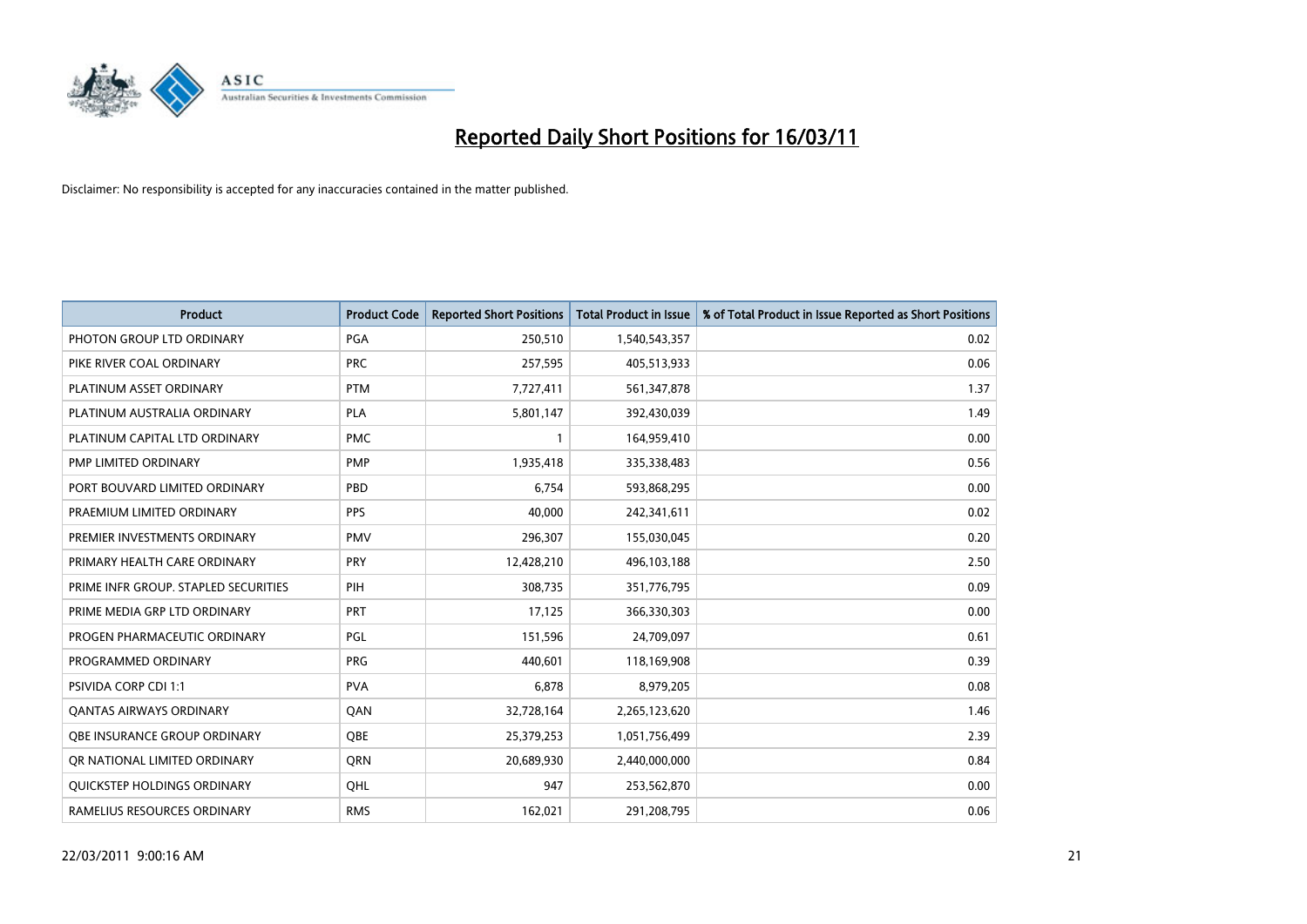# Reported Daily Short Positions for 16/03/11

Disclaimer: No responsibility is accepted for any inaccuracies contained in the matter published.

| Product | Product Code | Reported Short Positions | Total Product in Issue | % of Total Product in Issue Reported as Short Positions |
| --- | --- | --- | --- | --- |
| PHOTON GROUP LTD ORDINARY | PGA | 250,510 | 1,540,543,357 | 0.02 |
| PIKE RIVER COAL ORDINARY | PRC | 257,595 | 405,513,933 | 0.06 |
| PLATINUM ASSET ORDINARY | PTM | 7,727,411 | 561,347,878 | 1.37 |
| PLATINUM AUSTRALIA ORDINARY | PLA | 5,801,147 | 392,430,039 | 1.49 |
| PLATINUM CAPITAL LTD ORDINARY | PMC | 1 | 164,959,410 | 0.00 |
| PMP LIMITED ORDINARY | PMP | 1,935,418 | 335,338,483 | 0.56 |
| PORT BOUVARD LIMITED ORDINARY | PBD | 6,754 | 593,868,295 | 0.00 |
| PRAEMIUM LIMITED ORDINARY | PPS | 40,000 | 242,341,611 | 0.02 |
| PREMIER INVESTMENTS ORDINARY | PMV | 296,307 | 155,030,045 | 0.20 |
| PRIMARY HEALTH CARE ORDINARY | PRY | 12,428,210 | 496,103,188 | 2.50 |
| PRIME INFR GROUP. STAPLED SECURITIES | PIH | 308,735 | 351,776,795 | 0.09 |
| PRIME MEDIA GRP LTD ORDINARY | PRT | 17,125 | 366,330,303 | 0.00 |
| PROGEN PHARMACEUTIC ORDINARY | PGL | 151,596 | 24,709,097 | 0.61 |
| PROGRAMMED ORDINARY | PRG | 440,601 | 118,169,908 | 0.39 |
| PSIVIDA CORP CDI 1:1 | PVA | 6,878 | 8,979,205 | 0.08 |
| QANTAS AIRWAYS ORDINARY | QAN | 32,728,164 | 2,265,123,620 | 1.46 |
| QBE INSURANCE GROUP ORDINARY | QBE | 25,379,253 | 1,051,756,499 | 2.39 |
| QR NATIONAL LIMITED ORDINARY | QRN | 20,689,930 | 2,440,000,000 | 0.84 |
| QUICKSTEP HOLDINGS ORDINARY | QHL | 947 | 253,562,870 | 0.00 |
| RAMELIUS RESOURCES ORDINARY | RMS | 162,021 | 291,208,795 | 0.06 |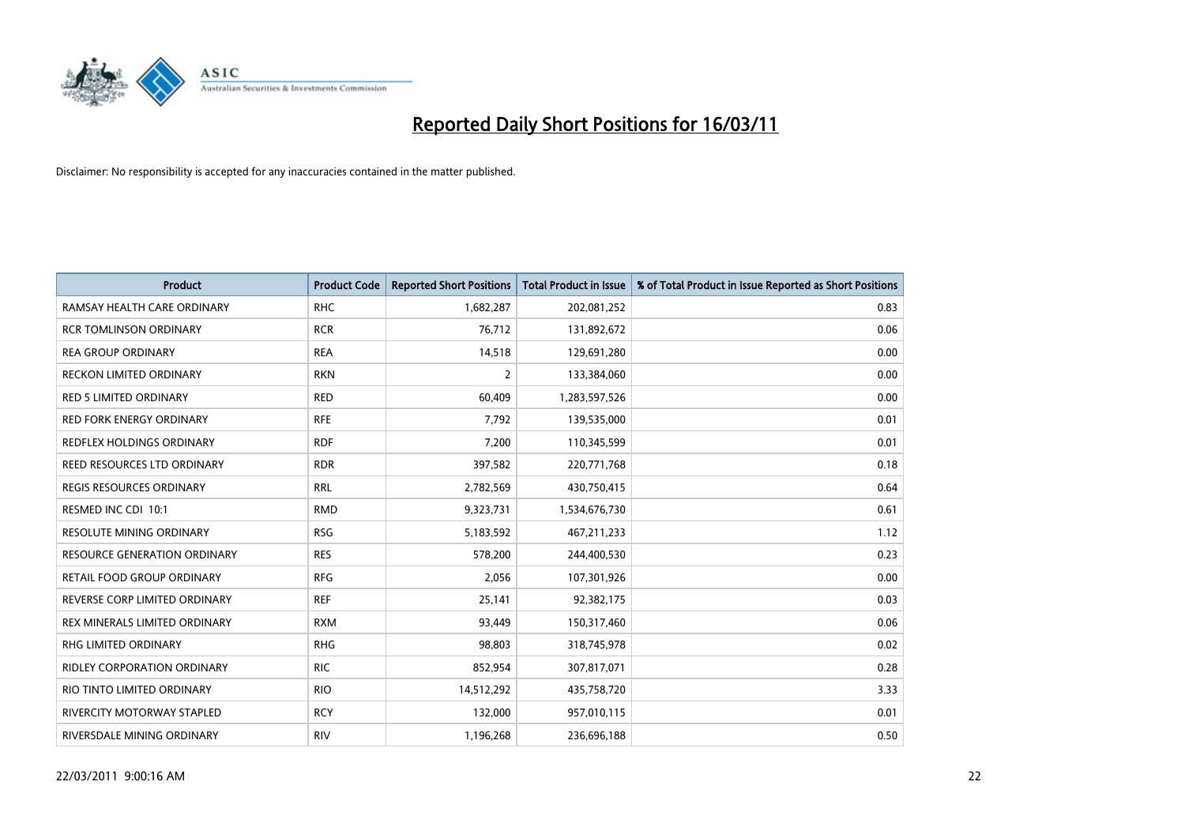# Reported Daily Short Positions for 16/03/11

Disclaimer: No responsibility is accepted for any inaccuracies contained in the matter published.

| Product | Product Code | Reported Short Positions | Total Product in Issue | % of Total Product in Issue Reported as Short Positions |
| --- | --- | --- | --- | --- |
| RAMSAY HEALTH CARE ORDINARY | RHC | 1,682,287 | 202,081,252 | 0.83 |
| RCR TOMLINSON ORDINARY | RCR | 76,712 | 131,892,672 | 0.06 |
| REA GROUP ORDINARY | REA | 14,518 | 129,691,280 | 0.00 |
| RECKON LIMITED ORDINARY | RKN | 2 | 133,384,060 | 0.00 |
| RED 5 LIMITED ORDINARY | RED | 60,409 | 1,283,597,526 | 0.00 |
| RED FORK ENERGY ORDINARY | RFE | 7,792 | 139,535,000 | 0.01 |
| REDFLEX HOLDINGS ORDINARY | RDF | 7,200 | 110,345,599 | 0.01 |
| REED RESOURCES LTD ORDINARY | RDR | 397,582 | 220,771,768 | 0.18 |
| REGIS RESOURCES ORDINARY | RRL | 2,782,569 | 430,750,415 | 0.64 |
| RESMED INC CDI 10:1 | RMD | 9,323,731 | 1,534,676,730 | 0.61 |
| RESOLUTE MINING ORDINARY | RSG | 5,183,592 | 467,211,233 | 1.12 |
| RESOURCE GENERATION ORDINARY | RES | 578,200 | 244,400,530 | 0.23 |
| RETAIL FOOD GROUP ORDINARY | RFG | 2,056 | 107,301,926 | 0.00 |
| REVERSE CORP LIMITED ORDINARY | REF | 25,141 | 92,382,175 | 0.03 |
| REX MINERALS LIMITED ORDINARY | RXM | 93,449 | 150,317,460 | 0.06 |
| RHG LIMITED ORDINARY | RHG | 98,803 | 318,745,978 | 0.02 |
| RIDLEY CORPORATION ORDINARY | RIC | 852,954 | 307,817,071 | 0.28 |
| RIO TINTO LIMITED ORDINARY | RIO | 14,512,292 | 435,758,720 | 3.33 |
| RIVERCITY MOTORWAY STAPLED | RCY | 132,000 | 957,010,115 | 0.01 |
| RIVERSDALE MINING ORDINARY | RIV | 1,196,268 | 236,696,188 | 0.50 |

22/03/2011 9:00:16 AM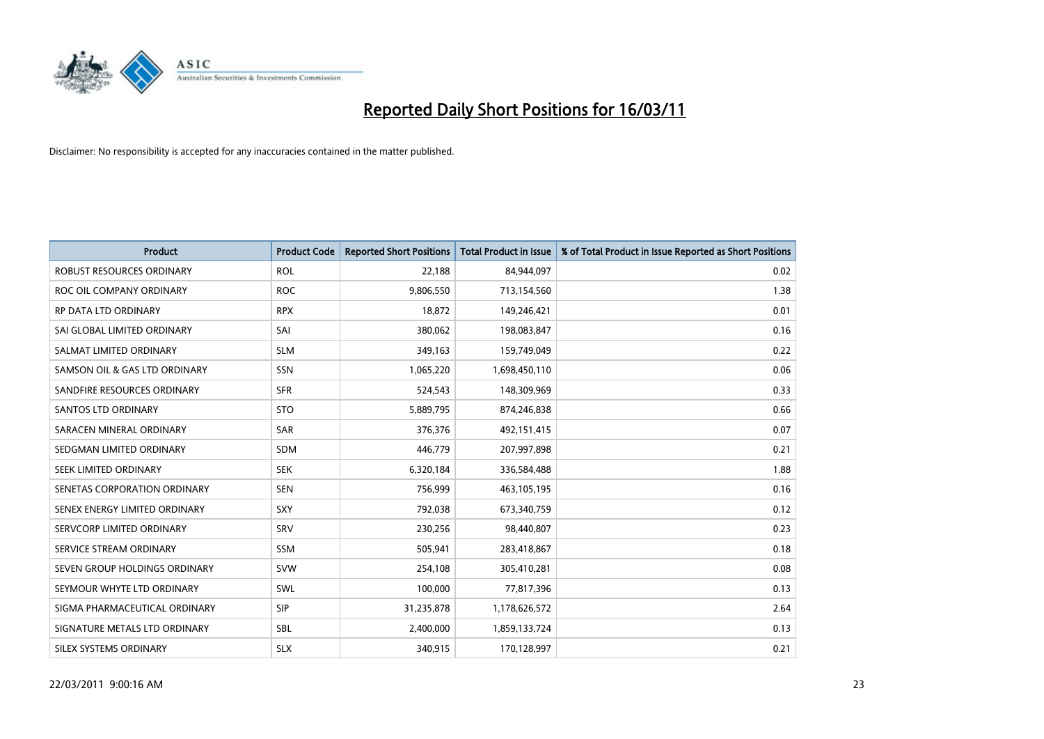# Reported Daily Short Positions for 16/03/11

Disclaimer: No responsibility is accepted for any inaccuracies contained in the matter published.

| Product | Product Code | Reported Short Positions | Total Product in Issue | % of Total Product in Issue Reported as Short Positions |
|---|---|---|---|---|
| ROBUST RESOURCES ORDINARY | ROL | 22,188 | 84,944,097 | 0.02 |
| ROC OIL COMPANY ORDINARY | ROC | 9,806,550 | 713,154,560 | 1.38 |
| RP DATA LTD ORDINARY | RPX | 18,872 | 149,246,421 | 0.01 |
| SAI GLOBAL LIMITED ORDINARY | SAI | 380,062 | 198,083,847 | 0.16 |
| SALMAT LIMITED ORDINARY | SLM | 349,163 | 159,749,049 | 0.22 |
| SAMSON OIL & GAS LTD ORDINARY | SSN | 1,065,220 | 1,698,450,110 | 0.06 |
| SANDFIRE RESOURCES ORDINARY | SFR | 524,543 | 148,309,969 | 0.33 |
| SANTOS LTD ORDINARY | STO | 5,889,795 | 874,246,838 | 0.66 |
| SARACEN MINERAL ORDINARY | SAR | 376,376 | 492,151,415 | 0.07 |
| SEDGMAN LIMITED ORDINARY | SDM | 446,779 | 207,997,898 | 0.21 |
| SEEK LIMITED ORDINARY | SEK | 6,320,184 | 336,584,488 | 1.88 |
| SENETAS CORPORATION ORDINARY | SEN | 756,999 | 463,105,195 | 0.16 |
| SENEX ENERGY LIMITED ORDINARY | SXY | 792,038 | 673,340,759 | 0.12 |
| SERVCORP LIMITED ORDINARY | SRV | 230,256 | 98,440,807 | 0.23 |
| SERVICE STREAM ORDINARY | SSM | 505,941 | 283,418,867 | 0.18 |
| SEVEN GROUP HOLDINGS ORDINARY | SVW | 254,108 | 305,410,281 | 0.08 |
| SEYMOUR WHYTE LTD ORDINARY | SWL | 100,000 | 77,817,396 | 0.13 |
| SIGMA PHARMACEUTICAL ORDINARY | SIP | 31,235,878 | 1,178,626,572 | 2.64 |
| SIGNATURE METALS LTD ORDINARY | SBL | 2,400,000 | 1,859,133,724 | 0.13 |
| SILEX SYSTEMS ORDINARY | SLX | 340,915 | 170,128,997 | 0.21 |

22/03/2011 9:00:16 AM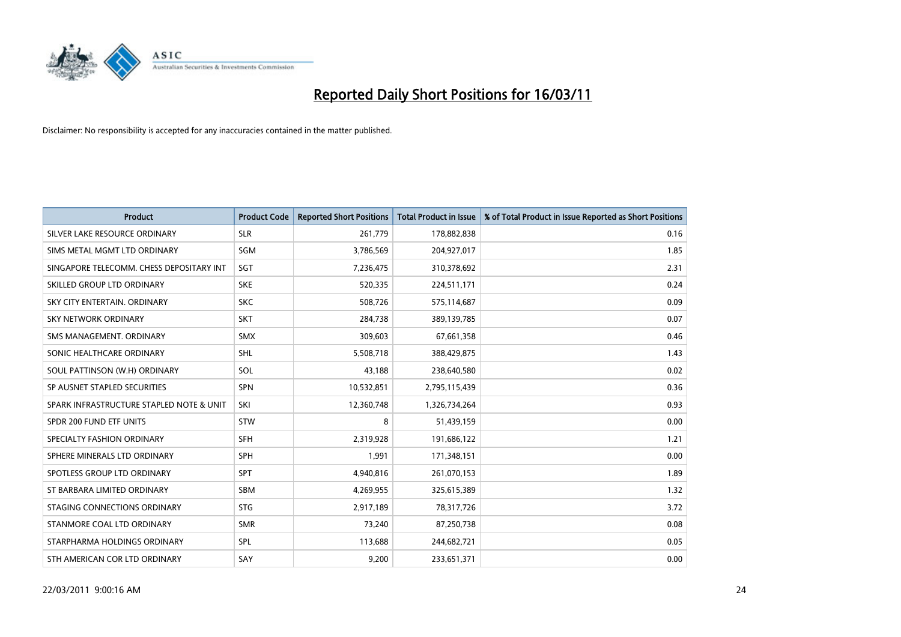# Reported Daily Short Positions for 16/03/11

Disclaimer: No responsibility is accepted for any inaccuracies contained in the matter published.

| Product | Product Code | Reported Short Positions | Total Product in Issue | % of Total Product in Issue Reported as Short Positions |
|---|---|---|---|---|
| SILVER LAKE RESOURCE ORDINARY | SLR | 261,779 | 178,882,838 | 0.16 |
| SIMS METAL MGMT LTD ORDINARY | SGM | 3,786,569 | 204,927,017 | 1.85 |
| SINGAPORE TELECOMM. CHESS DEPOSITARY INT | SGT | 7,236,475 | 310,378,692 | 2.31 |
| SKILLED GROUP LTD ORDINARY | SKE | 520,335 | 224,511,171 | 0.24 |
| SKY CITY ENTERTAIN. ORDINARY | SKC | 508,726 | 575,114,687 | 0.09 |
| SKY NETWORK ORDINARY | SKT | 284,738 | 389,139,785 | 0.07 |
| SMS MANAGEMENT. ORDINARY | SMX | 309,603 | 67,661,358 | 0.46 |
| SONIC HEALTHCARE ORDINARY | SHL | 5,508,718 | 388,429,875 | 1.43 |
| SOUL PATTINSON (W.H) ORDINARY | SOL | 43,188 | 238,640,580 | 0.02 |
| SP AUSNET STAPLED SECURITIES | SPN | 10,532,851 | 2,795,115,439 | 0.36 |
| SPARK INFRASTRUCTURE STAPLED NOTE & UNIT | SKI | 12,360,748 | 1,326,734,264 | 0.93 |
| SPDR 200 FUND ETF UNITS | STW | 8 | 51,439,159 | 0.00 |
| SPECIALTY FASHION ORDINARY | SFH | 2,319,928 | 191,686,122 | 1.21 |
| SPHERE MINERALS LTD ORDINARY | SPH | 1,991 | 171,348,151 | 0.00 |
| SPOTLESS GROUP LTD ORDINARY | SPT | 4,940,816 | 261,070,153 | 1.89 |
| ST BARBARA LIMITED ORDINARY | SBM | 4,269,955 | 325,615,389 | 1.32 |
| STAGING CONNECTIONS ORDINARY | STG | 2,917,189 | 78,317,726 | 3.72 |
| STANMORE COAL LTD ORDINARY | SMR | 73,240 | 87,250,738 | 0.08 |
| STARPHARMA HOLDINGS ORDINARY | SPL | 113,688 | 244,682,721 | 0.05 |
| STH AMERICAN COR LTD ORDINARY | SAY | 9,200 | 233,651,371 | 0.00 |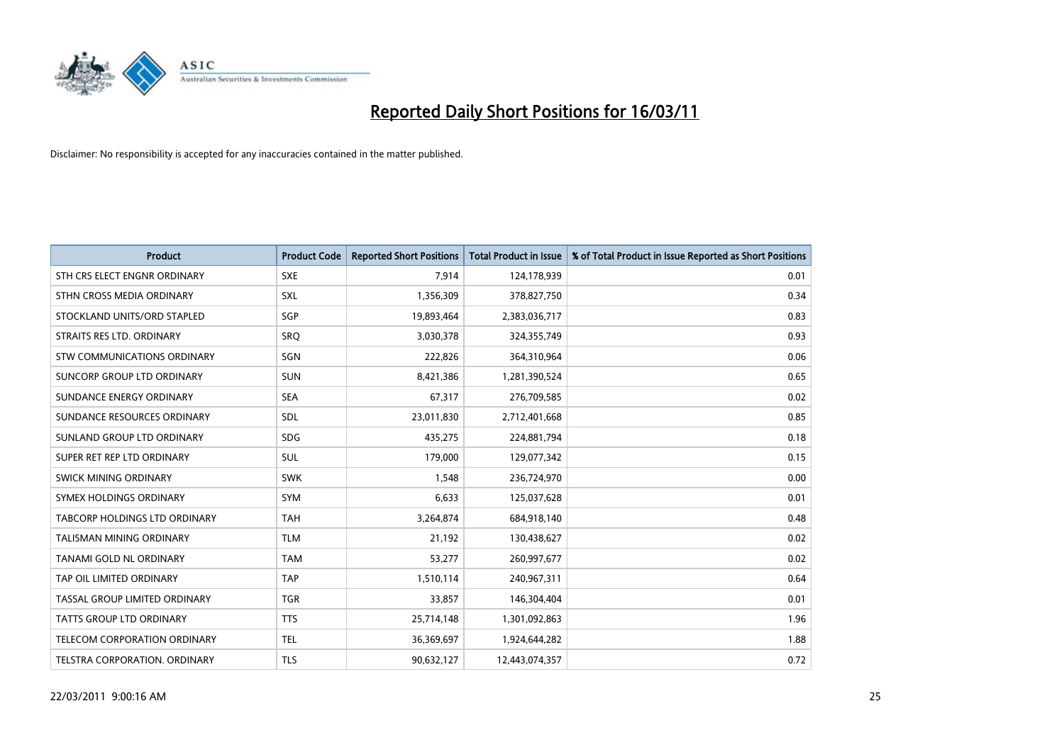# Reported Daily Short Positions for 16/03/11

Disclaimer: No responsibility is accepted for any inaccuracies contained in the matter published.

| Product | Product Code | Reported Short Positions | Total Product in Issue | % of Total Product in Issue Reported as Short Positions |
|---|---|---|---|---|
| STH CRS ELECT ENGNR ORDINARY | SXE | 7,914 | 124,178,939 | 0.01 |
| STHN CROSS MEDIA ORDINARY | SXL | 1,356,309 | 378,827,750 | 0.34 |
| STOCKLAND UNITS/ORD STAPLED | SGP | 19,893,464 | 2,383,036,717 | 0.83 |
| STRAITS RES LTD. ORDINARY | SRQ | 3,030,378 | 324,355,749 | 0.93 |
| STW COMMUNICATIONS ORDINARY | SGN | 222,826 | 364,310,964 | 0.06 |
| SUNCORP GROUP LTD ORDINARY | SUN | 8,421,386 | 1,281,390,524 | 0.65 |
| SUNDANCE ENERGY ORDINARY | SEA | 67,317 | 276,709,585 | 0.02 |
| SUNDANCE RESOURCES ORDINARY | SDL | 23,011,830 | 2,712,401,668 | 0.85 |
| SUNLAND GROUP LTD ORDINARY | SDG | 435,275 | 224,881,794 | 0.18 |
| SUPER RET REP LTD ORDINARY | SUL | 179,000 | 129,077,342 | 0.15 |
| SWICK MINING ORDINARY | SWK | 1,548 | 236,724,970 | 0.00 |
| SYMEX HOLDINGS ORDINARY | SYM | 6,633 | 125,037,628 | 0.01 |
| TABCORP HOLDINGS LTD ORDINARY | TAH | 3,264,874 | 684,918,140 | 0.48 |
| TALISMAN MINING ORDINARY | TLM | 21,192 | 130,438,627 | 0.02 |
| TANAMI GOLD NL ORDINARY | TAM | 53,277 | 260,997,677 | 0.02 |
| TAP OIL LIMITED ORDINARY | TAP | 1,510,114 | 240,967,311 | 0.64 |
| TASSAL GROUP LIMITED ORDINARY | TGR | 33,857 | 146,304,404 | 0.01 |
| TATTS GROUP LTD ORDINARY | TTS | 25,714,148 | 1,301,092,863 | 1.96 |
| TELECOM CORPORATION ORDINARY | TEL | 36,369,697 | 1,924,644,282 | 1.88 |
| TELSTRA CORPORATION. ORDINARY | TLS | 90,632,127 | 12,443,074,357 | 0.72 |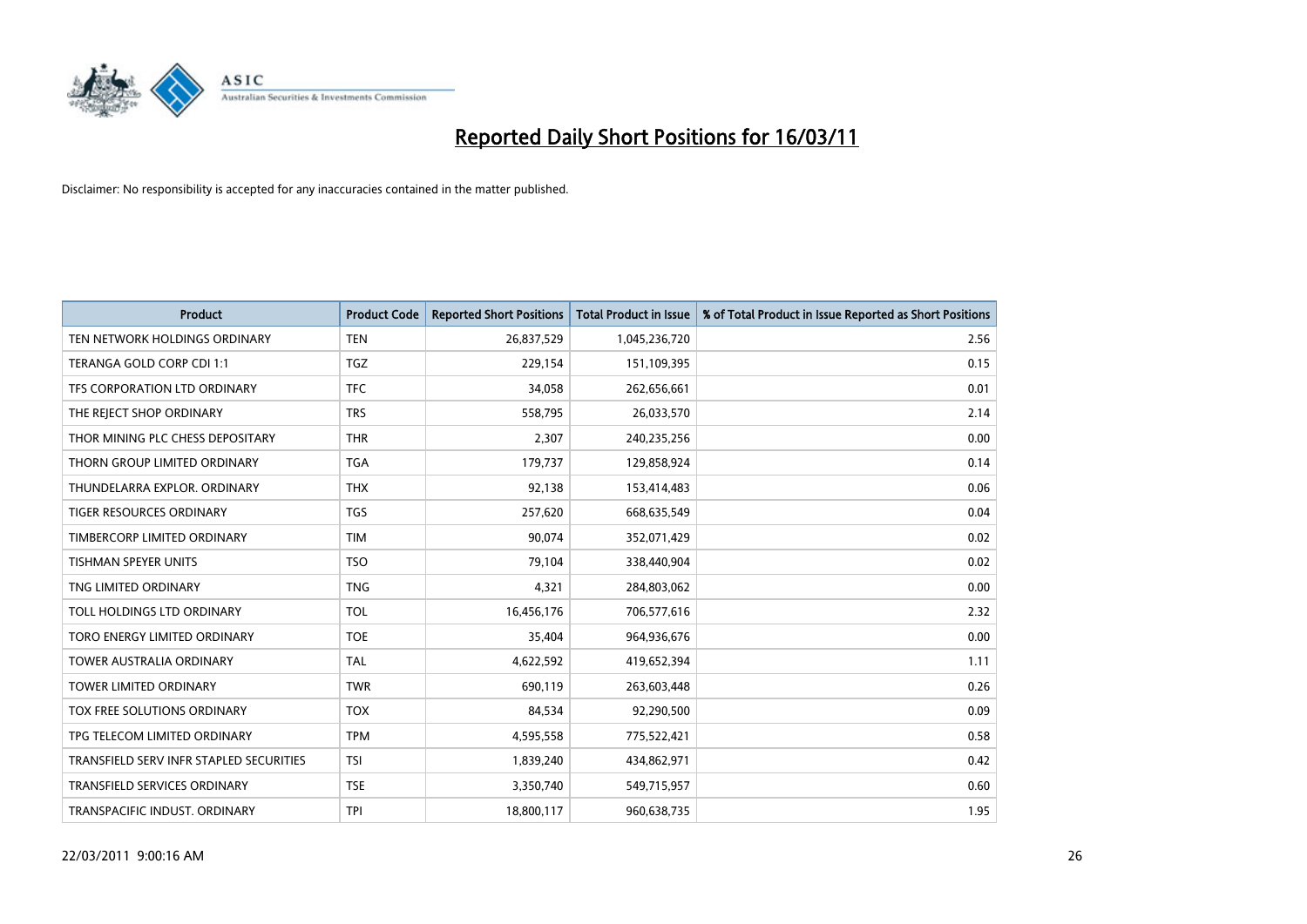# Reported Daily Short Positions for 16/03/11

Disclaimer: No responsibility is accepted for any inaccuracies contained in the matter published.

| Product | Product Code | Reported Short Positions | Total Product in Issue | % of Total Product in Issue Reported as Short Positions |
|---|---|---|---|---|
| TEN NETWORK HOLDINGS ORDINARY | TEN | 26,837,529 | 1,045,236,720 | 2.56 |
| TERANGA GOLD CORP CDI 1:1 | TGZ | 229,154 | 151,109,395 | 0.15 |
| TFS CORPORATION LTD ORDINARY | TFC | 34,058 | 262,656,661 | 0.01 |
| THE REJECT SHOP ORDINARY | TRS | 558,795 | 26,033,570 | 2.14 |
| THOR MINING PLC CHESS DEPOSITARY | THR | 2,307 | 240,235,256 | 0.00 |
| THORN GROUP LIMITED ORDINARY | TGA | 179,737 | 129,858,924 | 0.14 |
| THUNDELARRA EXPLOR. ORDINARY | THX | 92,138 | 153,414,483 | 0.06 |
| TIGER RESOURCES ORDINARY | TGS | 257,620 | 668,635,549 | 0.04 |
| TIMBERCORP LIMITED ORDINARY | TIM | 90,074 | 352,071,429 | 0.02 |
| TISHMAN SPEYER UNITS | TSO | 79,104 | 338,440,904 | 0.02 |
| TNG LIMITED ORDINARY | TNG | 4,321 | 284,803,062 | 0.00 |
| TOLL HOLDINGS LTD ORDINARY | TOL | 16,456,176 | 706,577,616 | 2.32 |
| TORO ENERGY LIMITED ORDINARY | TOE | 35,404 | 964,936,676 | 0.00 |
| TOWER AUSTRALIA ORDINARY | TAL | 4,622,592 | 419,652,394 | 1.11 |
| TOWER LIMITED ORDINARY | TWR | 690,119 | 263,603,448 | 0.26 |
| TOX FREE SOLUTIONS ORDINARY | TOX | 84,534 | 92,290,500 | 0.09 |
| TPG TELECOM LIMITED ORDINARY | TPM | 4,595,558 | 775,522,421 | 0.58 |
| TRANSFIELD SERV INFR STAPLED SECURITIES | TSI | 1,839,240 | 434,862,971 | 0.42 |
| TRANSFIELD SERVICES ORDINARY | TSE | 3,350,740 | 549,715,957 | 0.60 |
| TRANSPACIFIC INDUST. ORDINARY | TPI | 18,800,117 | 960,638,735 | 1.95 |

22/03/2011 9:00:16 AM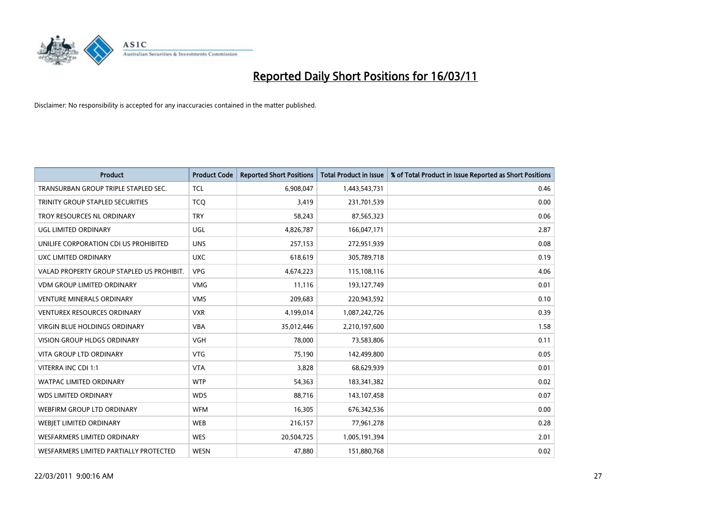# Reported Daily Short Positions for 16/03/11

Disclaimer: No responsibility is accepted for any inaccuracies contained in the matter published.

| Product | Product Code | Reported Short Positions | Total Product in Issue | % of Total Product in Issue Reported as Short Positions |
|---|---|---|---|---|
| TRANSURBAN GROUP TRIPLE STAPLED SEC. | TCL | 6,908,047 | 1,443,543,731 | 0.46 |
| TRINITY GROUP STAPLED SECURITIES | TCQ | 3,419 | 231,701,539 | 0.00 |
| TROY RESOURCES NL ORDINARY | TRY | 58,243 | 87,565,323 | 0.06 |
| UGL LIMITED ORDINARY | UGL | 4,826,787 | 166,047,171 | 2.87 |
| UNILIFE CORPORATION CDI US PROHIBITED | UNS | 257,153 | 272,951,939 | 0.08 |
| UXC LIMITED ORDINARY | UXC | 618,619 | 305,789,718 | 0.19 |
| VALAD PROPERTY GROUP STAPLED US PROHIBIT. | VPG | 4,674,223 | 115,108,116 | 4.06 |
| VDM GROUP LIMITED ORDINARY | VMG | 11,116 | 193,127,749 | 0.01 |
| VENTURE MINERALS ORDINARY | VMS | 209,683 | 220,943,592 | 0.10 |
| VENTUREX RESOURCES ORDINARY | VXR | 4,199,014 | 1,087,242,726 | 0.39 |
| VIRGIN BLUE HOLDINGS ORDINARY | VBA | 35,012,446 | 2,210,197,600 | 1.58 |
| VISION GROUP HLDGS ORDINARY | VGH | 78,000 | 73,583,806 | 0.11 |
| VITA GROUP LTD ORDINARY | VTG | 75,190 | 142,499,800 | 0.05 |
| VITERRA INC CDI 1:1 | VTA | 3,828 | 68,629,939 | 0.01 |
| WATPAC LIMITED ORDINARY | WTP | 54,363 | 183,341,382 | 0.02 |
| WDS LIMITED ORDINARY | WDS | 88,716 | 143,107,458 | 0.07 |
| WEBFIRM GROUP LTD ORDINARY | WFM | 16,305 | 676,342,536 | 0.00 |
| WEBJET LIMITED ORDINARY | WEB | 216,157 | 77,961,278 | 0.28 |
| WESFARMERS LIMITED ORDINARY | WES | 20,504,725 | 1,005,191,394 | 2.01 |
| WESFARMERS LIMITED PARTIALLY PROTECTED | WESN | 47,880 | 151,880,768 | 0.02 |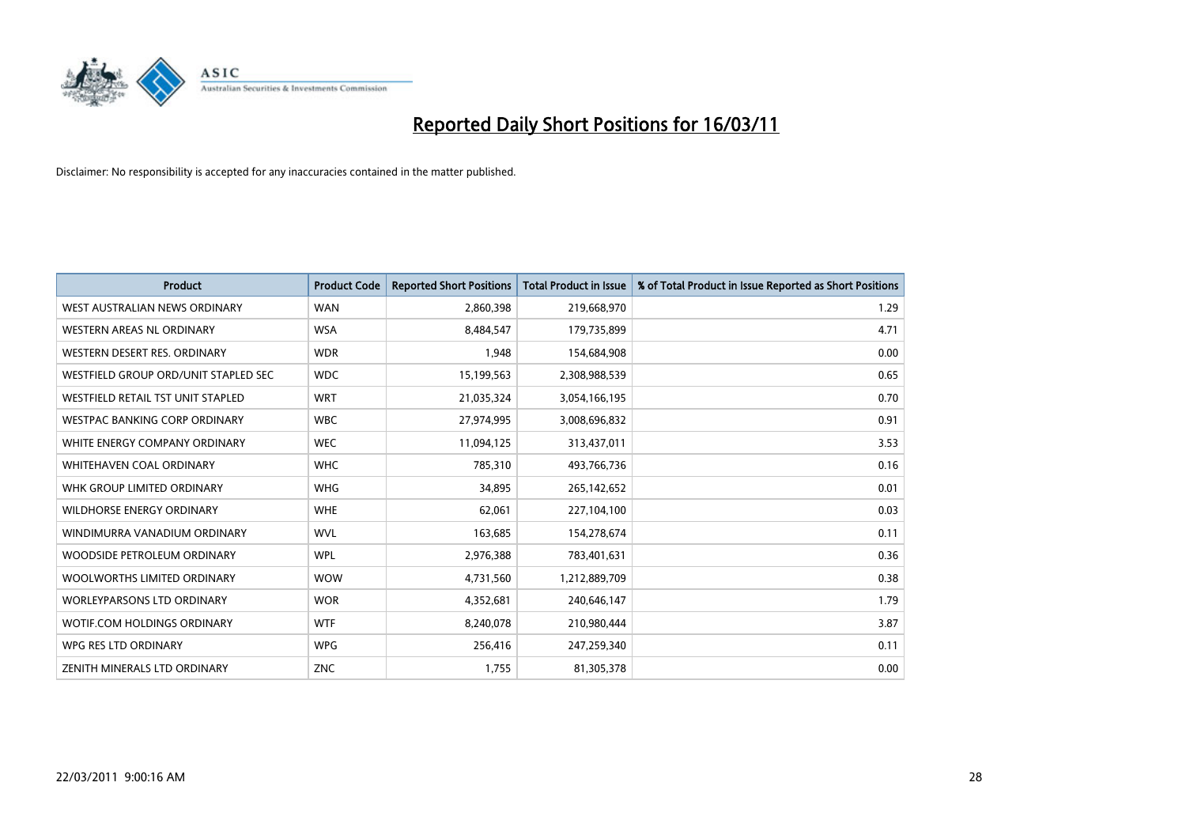# Reported Daily Short Positions for 16/03/11

Disclaimer: No responsibility is accepted for any inaccuracies contained in the matter published.

| Product | Product Code | Reported Short Positions | Total Product in Issue | % of Total Product in Issue Reported as Short Positions |
|---|---|---|---|---|
| WEST AUSTRALIAN NEWS ORDINARY | WAN | 2,860,398 | 219,668,970 | 1.29 |
| WESTERN AREAS NL ORDINARY | WSA | 8,484,547 | 179,735,899 | 4.71 |
| WESTERN DESERT RES. ORDINARY | WDR | 1,948 | 154,684,908 | 0.00 |
| WESTFIELD GROUP ORD/UNIT STAPLED SEC | WDC | 15,199,563 | 2,308,988,539 | 0.65 |
| WESTFIELD RETAIL TST UNIT STAPLED | WRT | 21,035,324 | 3,054,166,195 | 0.70 |
| WESTPAC BANKING CORP ORDINARY | WBC | 27,974,995 | 3,008,696,832 | 0.91 |
| WHITE ENERGY COMPANY ORDINARY | WEC | 11,094,125 | 313,437,011 | 3.53 |
| WHITEHAVEN COAL ORDINARY | WHC | 785,310 | 493,766,736 | 0.16 |
| WHK GROUP LIMITED ORDINARY | WHG | 34,895 | 265,142,652 | 0.01 |
| WILDHORSE ENERGY ORDINARY | WHE | 62,061 | 227,104,100 | 0.03 |
| WINDIMURRA VANADIUM ORDINARY | WVL | 163,685 | 154,278,674 | 0.11 |
| WOODSIDE PETROLEUM ORDINARY | WPL | 2,976,388 | 783,401,631 | 0.36 |
| WOOLWORTHS LIMITED ORDINARY | WOW | 4,731,560 | 1,212,889,709 | 0.38 |
| WORLEYPARSONS LTD ORDINARY | WOR | 4,352,681 | 240,646,147 | 1.79 |
| WOTIF.COM HOLDINGS ORDINARY | WTF | 8,240,078 | 210,980,444 | 3.87 |
| WPG RES LTD ORDINARY | WPG | 256,416 | 247,259,340 | 0.11 |
| ZENITH MINERALS LTD ORDINARY | ZNC | 1,755 | 81,305,378 | 0.00 |